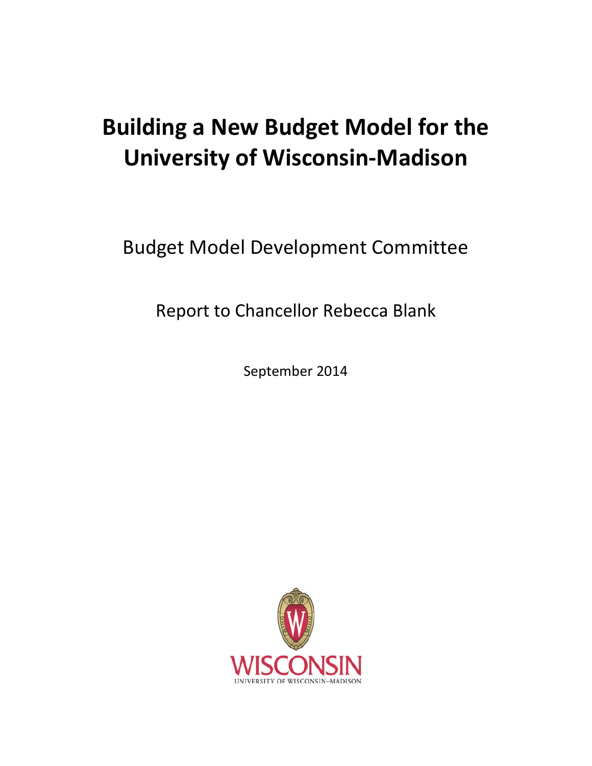# Building a New Budget Model for the University of Wisconsin-Madison

Budget Model Development Committee

Report to Chancellor Rebecca Blank

September 2014

WISCONSIN

UNIVERSITY OF WISCONSIN–MADISON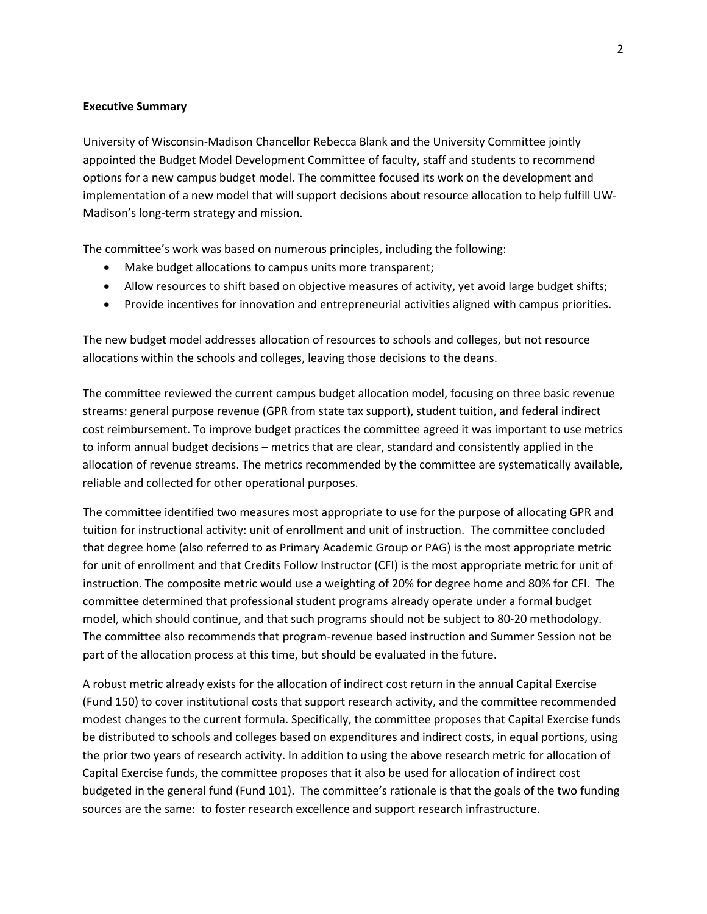**Executive Summary**

University of Wisconsin-Madison Chancellor Rebecca Blank and the University Committee jointly appointed the Budget Model Development Committee of faculty, staff and students to recommend options for a new campus budget model. The committee focused its work on the development and implementation of a new model that will support decisions about resource allocation to help fulfill UW-Madison's long-term strategy and mission.

The committee's work was based on numerous principles, including the following:

- Make budget allocations to campus units more transparent;
- Allow resources to shift based on objective measures of activity, yet avoid large budget shifts;
- Provide incentives for innovation and entrepreneurial activities aligned with campus priorities.

The new budget model addresses allocation of resources to schools and colleges, but not resource allocations within the schools and colleges, leaving those decisions to the deans.

The committee reviewed the current campus budget allocation model, focusing on three basic revenue streams: general purpose revenue (GPR from state tax support), student tuition, and federal indirect cost reimbursement. To improve budget practices the committee agreed it was important to use metrics to inform annual budget decisions – metrics that are clear, standard and consistently applied in the allocation of revenue streams. The metrics recommended by the committee are systematically available, reliable and collected for other operational purposes.

The committee identified two measures most appropriate to use for the purpose of allocating GPR and tuition for instructional activity: unit of enrollment and unit of instruction. The committee concluded that degree home (also referred to as Primary Academic Group or PAG) is the most appropriate metric for unit of enrollment and that Credits Follow Instructor (CFI) is the most appropriate metric for unit of instruction. The composite metric would use a weighting of 20% for degree home and 80% for CFI. The committee determined that professional student programs already operate under a formal budget model, which should continue, and that such programs should not be subject to 80-20 methodology. The committee also recommends that program-revenue based instruction and Summer Session not be part of the allocation process at this time, but should be evaluated in the future.

A robust metric already exists for the allocation of indirect cost return in the annual Capital Exercise (Fund 150) to cover institutional costs that support research activity, and the committee recommended modest changes to the current formula. Specifically, the committee proposes that Capital Exercise funds be distributed to schools and colleges based on expenditures and indirect costs, in equal portions, using the prior two years of research activity. In addition to using the above research metric for allocation of Capital Exercise funds, the committee proposes that it also be used for allocation of indirect cost budgeted in the general fund (Fund 101). The committee's rationale is that the goals of the two funding sources are the same: to foster research excellence and support research infrastructure.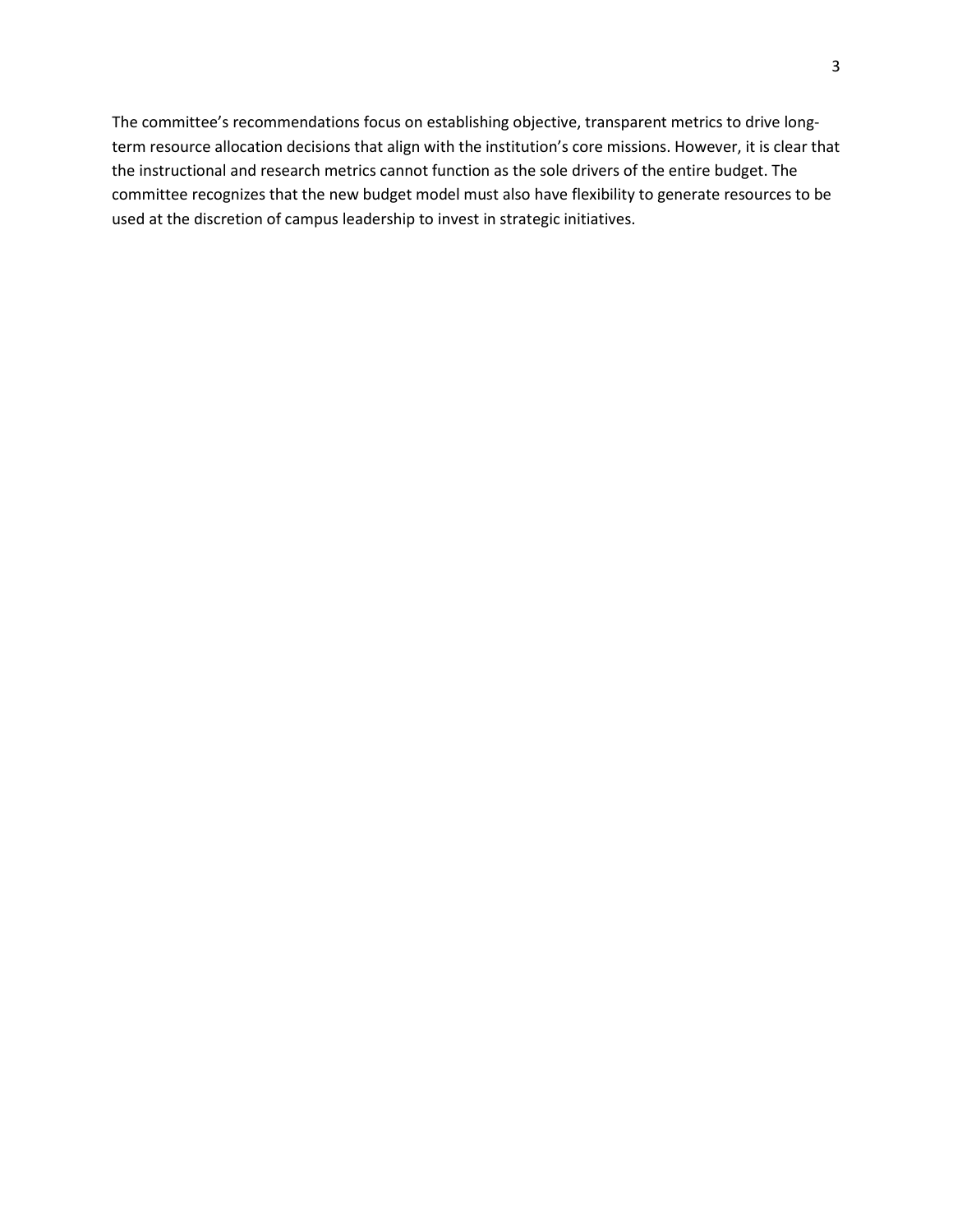The committee's recommendations focus on establishing objective, transparent metrics to drive long-term resource allocation decisions that align with the institution's core missions. However, it is clear that the instructional and research metrics cannot function as the sole drivers of the entire budget. The committee recognizes that the new budget model must also have flexibility to generate resources to be used at the discretion of campus leadership to invest in strategic initiatives.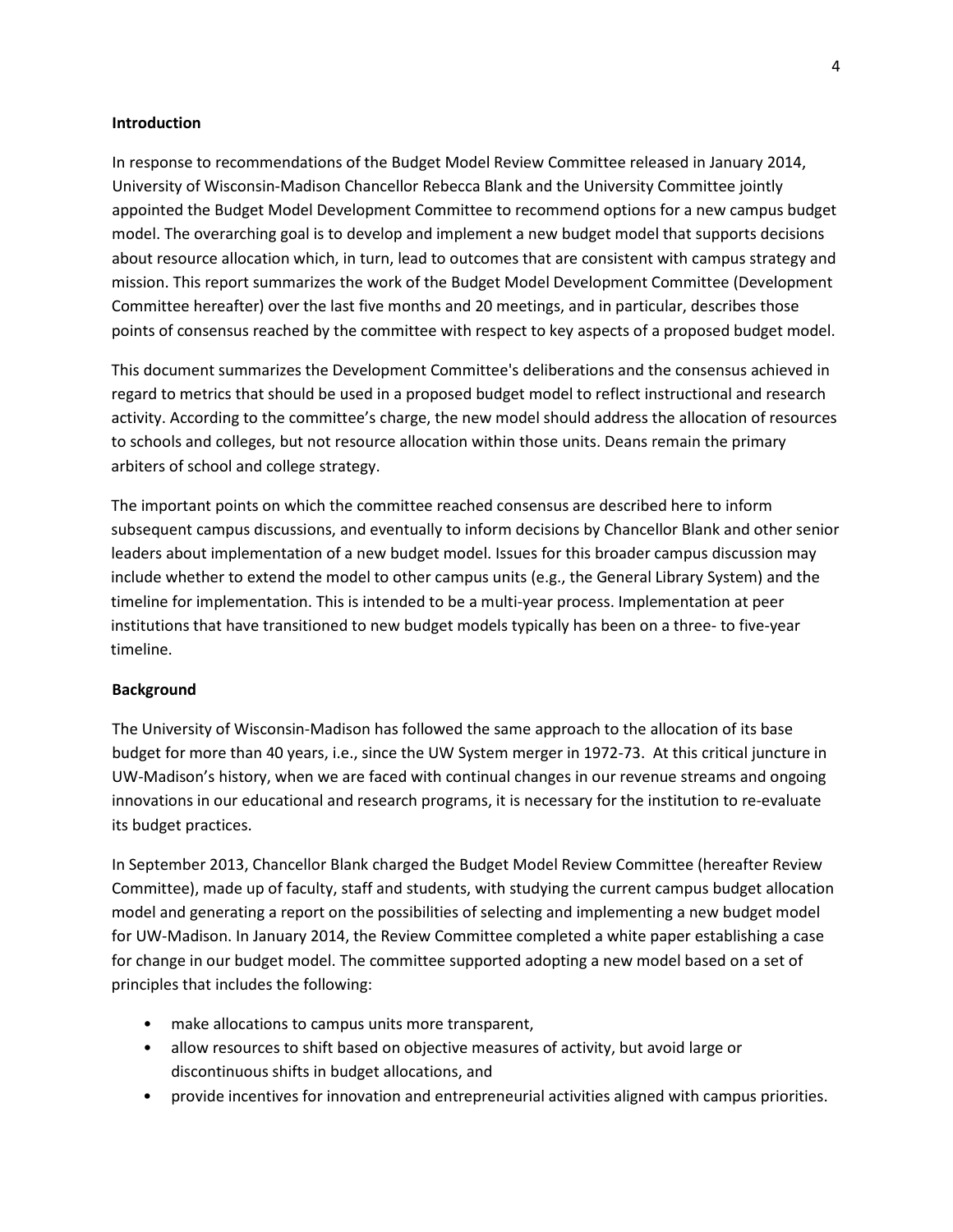## Introduction

In response to recommendations of the Budget Model Review Committee released in January 2014, University of Wisconsin-Madison Chancellor Rebecca Blank and the University Committee jointly appointed the Budget Model Development Committee to recommend options for a new campus budget model. The overarching goal is to develop and implement a new budget model that supports decisions about resource allocation which, in turn, lead to outcomes that are consistent with campus strategy and mission. This report summarizes the work of the Budget Model Development Committee (Development Committee hereafter) over the last five months and 20 meetings, and in particular, describes those points of consensus reached by the committee with respect to key aspects of a proposed budget model.

This document summarizes the Development Committee's deliberations and the consensus achieved in regard to metrics that should be used in a proposed budget model to reflect instructional and research activity. According to the committee's charge, the new model should address the allocation of resources to schools and colleges, but not resource allocation within those units. Deans remain the primary arbiters of school and college strategy.

The important points on which the committee reached consensus are described here to inform subsequent campus discussions, and eventually to inform decisions by Chancellor Blank and other senior leaders about implementation of a new budget model. Issues for this broader campus discussion may include whether to extend the model to other campus units (e.g., the General Library System) and the timeline for implementation. This is intended to be a multi-year process. Implementation at peer institutions that have transitioned to new budget models typically has been on a three- to five-year timeline.

## Background

The University of Wisconsin-Madison has followed the same approach to the allocation of its base budget for more than 40 years, i.e., since the UW System merger in 1972-73. At this critical juncture in UW-Madison's history, when we are faced with continual changes in our revenue streams and ongoing innovations in our educational and research programs, it is necessary for the institution to re-evaluate its budget practices.

In September 2013, Chancellor Blank charged the Budget Model Review Committee (hereafter Review Committee), made up of faculty, staff and students, with studying the current campus budget allocation model and generating a report on the possibilities of selecting and implementing a new budget model for UW-Madison. In January 2014, the Review Committee completed a white paper establishing a case for change in our budget model. The committee supported adopting a new model based on a set of principles that includes the following:

- make allocations to campus units more transparent,
- allow resources to shift based on objective measures of activity, but avoid large or discontinuous shifts in budget allocations, and
- provide incentives for innovation and entrepreneurial activities aligned with campus priorities.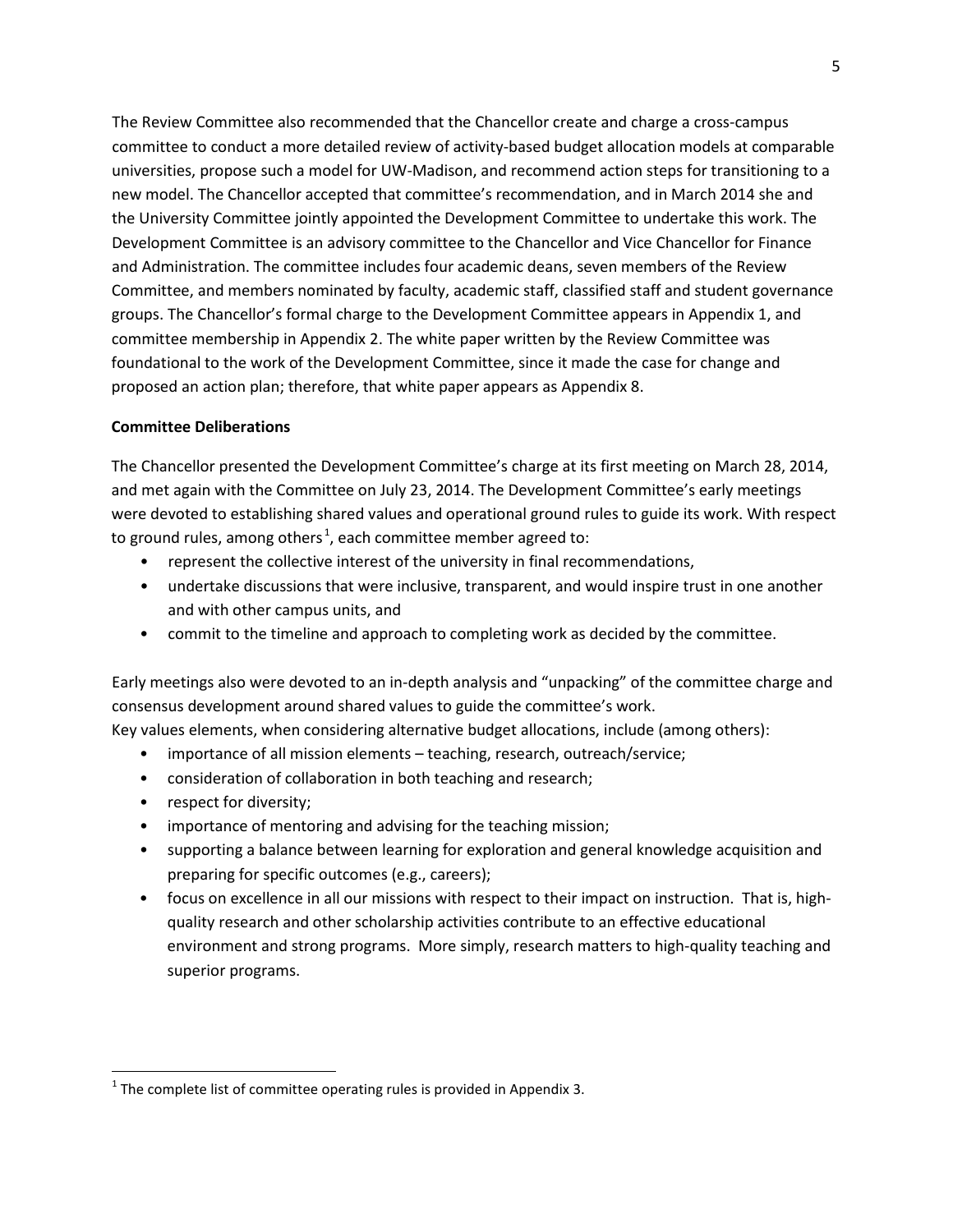The Review Committee also recommended that the Chancellor create and charge a cross-campus committee to conduct a more detailed review of activity-based budget allocation models at comparable universities, propose such a model for UW-Madison, and recommend action steps for transitioning to a new model. The Chancellor accepted that committee's recommendation, and in March 2014 she and the University Committee jointly appointed the Development Committee to undertake this work. The Development Committee is an advisory committee to the Chancellor and Vice Chancellor for Finance and Administration. The committee includes four academic deans, seven members of the Review Committee, and members nominated by faculty, academic staff, classified staff and student governance groups. The Chancellor's formal charge to the Development Committee appears in Appendix 1, and committee membership in Appendix 2. The white paper written by the Review Committee was foundational to the work of the Development Committee, since it made the case for change and proposed an action plan; therefore, that white paper appears as Appendix 8.

**Committee Deliberations**

The Chancellor presented the Development Committee's charge at its first meeting on March 28, 2014, and met again with the Committee on July 23, 2014. The Development Committee's early meetings were devoted to establishing shared values and operational ground rules to guide its work. With respect to ground rules, among others[1], each committee member agreed to:

- represent the collective interest of the university in final recommendations,
- undertake discussions that were inclusive, transparent, and would inspire trust in one another and with other campus units, and
- commit to the timeline and approach to completing work as decided by the committee.

Early meetings also were devoted to an in-depth analysis and "unpacking" of the committee charge and consensus development around shared values to guide the committee's work.
Key values elements, when considering alternative budget allocations, include (among others):

- importance of all mission elements – teaching, research, outreach/service;
- consideration of collaboration in both teaching and research;
- respect for diversity;
- importance of mentoring and advising for the teaching mission;
- supporting a balance between learning for exploration and general knowledge acquisition and preparing for specific outcomes (e.g., careers);
- focus on excellence in all our missions with respect to their impact on instruction. That is, high-quality research and other scholarship activities contribute to an effective educational environment and strong programs. More simply, research matters to high-quality teaching and superior programs.

[1] The complete list of committee operating rules is provided in Appendix 3.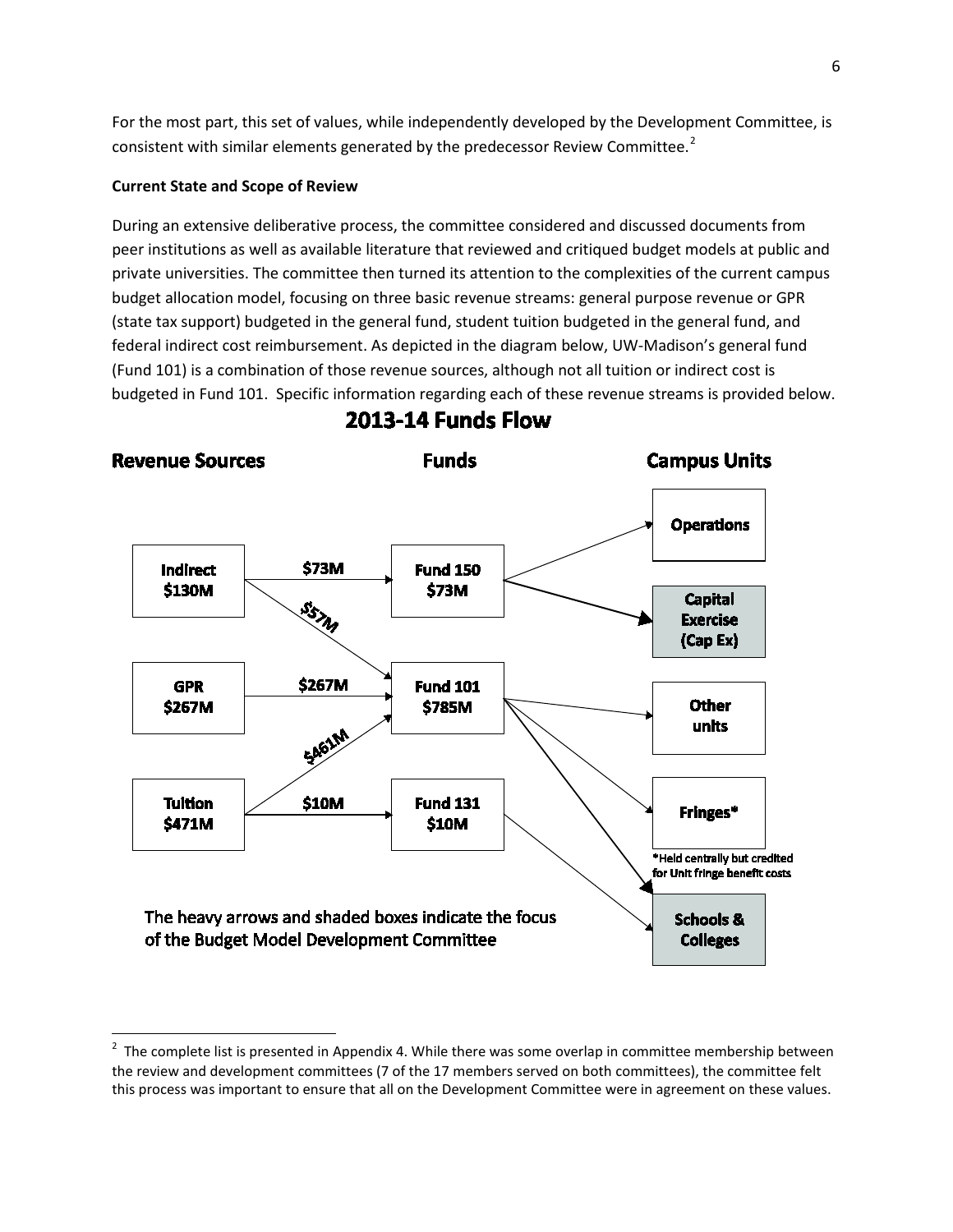For the most part, this set of values, while independently developed by the Development Committee, is consistent with similar elements generated by the predecessor Review Committee.[2]

**Current State and Scope of Review**

During an extensive deliberative process, the committee considered and discussed documents from peer institutions as well as available literature that reviewed and critiqued budget models at public and private universities. The committee then turned its attention to the complexities of the current campus budget allocation model, focusing on three basic revenue streams: general purpose revenue or GPR (state tax support) budgeted in the general fund, student tuition budgeted in the general fund, and federal indirect cost reimbursement. As depicted in the diagram below, UW-Madison's general fund (Fund 101) is a combination of those revenue sources, although not all tuition or indirect cost is budgeted in Fund 101. Specific information regarding each of these revenue streams is provided below.

## 2013-14 Funds Flow

**Revenue Sources** | **Funds** | **Campus Units**

- Indirect $130M → $73M → Fund 150 $73M
- Indirect $130M → $57M → Fund 101 $785M
- GPR $267M → $267M → Fund 101 $785M
- Tuition $471M → $461M → Fund 101 $785M
- Tuition $471M → $10M → Fund 131 $10M
- Fund 150 $73M → Operations
- Fund 150 $73M → Capital Exercise (Cap Ex)
- Fund 101 $785M → Other units
- Fund 101 $785M → Fringes*
- Fund 101 $785M → Schools & Colleges
- Fund 131 $10M → Schools & Colleges

*Held centrally but credited for Unit fringe benefit costs

The heavy arrows and shaded boxes indicate the focus of the Budget Model Development Committee

---

[2] The complete list is presented in Appendix 4. While there was some overlap in committee membership between the review and development committees (7 of the 17 members served on both committees), the committee felt this process was important to ensure that all on the Development Committee were in agreement on these values.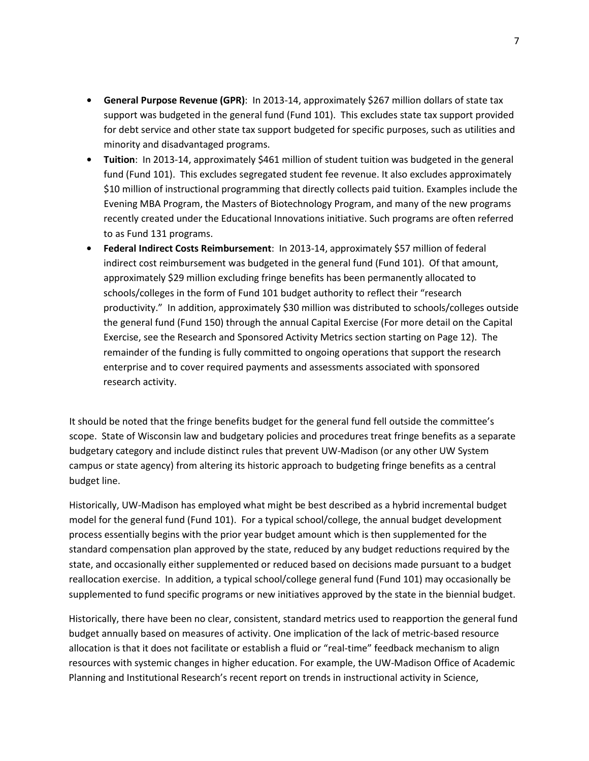- **General Purpose Revenue (GPR)**: In 2013-14, approximately $267 million dollars of state tax support was budgeted in the general fund (Fund 101). This excludes state tax support provided for debt service and other state tax support budgeted for specific purposes, such as utilities and minority and disadvantaged programs.
- **Tuition**: In 2013-14, approximately $461 million of student tuition was budgeted in the general fund (Fund 101). This excludes segregated student fee revenue. It also excludes approximately $10 million of instructional programming that directly collects paid tuition. Examples include the Evening MBA Program, the Masters of Biotechnology Program, and many of the new programs recently created under the Educational Innovations initiative. Such programs are often referred to as Fund 131 programs.
- **Federal Indirect Costs Reimbursement**: In 2013-14, approximately $57 million of federal indirect cost reimbursement was budgeted in the general fund (Fund 101). Of that amount, approximately $29 million excluding fringe benefits has been permanently allocated to schools/colleges in the form of Fund 101 budget authority to reflect their "research productivity." In addition, approximately $30 million was distributed to schools/colleges outside the general fund (Fund 150) through the annual Capital Exercise (For more detail on the Capital Exercise, see the Research and Sponsored Activity Metrics section starting on Page 12). The remainder of the funding is fully committed to ongoing operations that support the research enterprise and to cover required payments and assessments associated with sponsored research activity.

It should be noted that the fringe benefits budget for the general fund fell outside the committee's scope. State of Wisconsin law and budgetary policies and procedures treat fringe benefits as a separate budgetary category and include distinct rules that prevent UW-Madison (or any other UW System campus or state agency) from altering its historic approach to budgeting fringe benefits as a central budget line.

Historically, UW-Madison has employed what might be best described as a hybrid incremental budget model for the general fund (Fund 101). For a typical school/college, the annual budget development process essentially begins with the prior year budget amount which is then supplemented for the standard compensation plan approved by the state, reduced by any budget reductions required by the state, and occasionally either supplemented or reduced based on decisions made pursuant to a budget reallocation exercise. In addition, a typical school/college general fund (Fund 101) may occasionally be supplemented to fund specific programs or new initiatives approved by the state in the biennial budget.

Historically, there have been no clear, consistent, standard metrics used to reapportion the general fund budget annually based on measures of activity. One implication of the lack of metric-based resource allocation is that it does not facilitate or establish a fluid or "real-time" feedback mechanism to align resources with systemic changes in higher education. For example, the UW-Madison Office of Academic Planning and Institutional Research's recent report on trends in instructional activity in Science,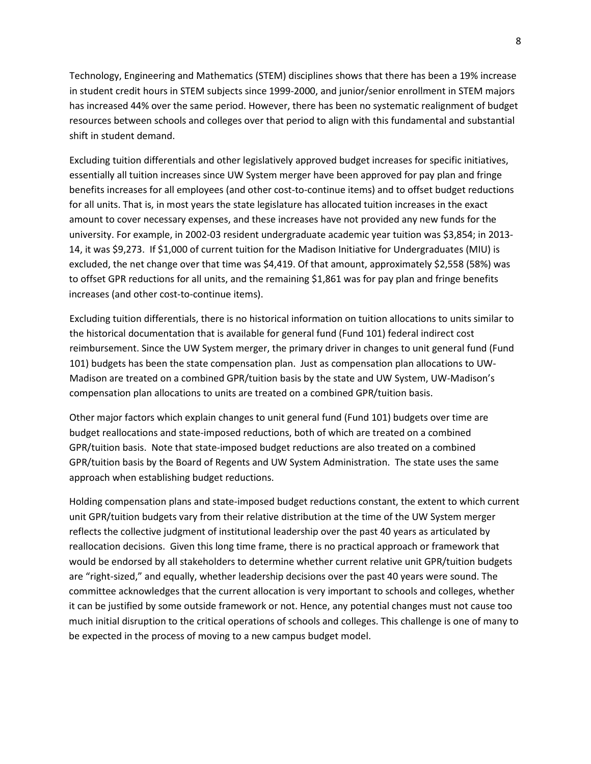Technology, Engineering and Mathematics (STEM) disciplines shows that there has been a 19% increase in student credit hours in STEM subjects since 1999-2000, and junior/senior enrollment in STEM majors has increased 44% over the same period. However, there has been no systematic realignment of budget resources between schools and colleges over that period to align with this fundamental and substantial shift in student demand.

Excluding tuition differentials and other legislatively approved budget increases for specific initiatives, essentially all tuition increases since UW System merger have been approved for pay plan and fringe benefits increases for all employees (and other cost-to-continue items) and to offset budget reductions for all units. That is, in most years the state legislature has allocated tuition increases in the exact amount to cover necessary expenses, and these increases have not provided any new funds for the university. For example, in 2002-03 resident undergraduate academic year tuition was $3,854; in 2013-14, it was $9,273. If $1,000 of current tuition for the Madison Initiative for Undergraduates (MIU) is excluded, the net change over that time was $4,419. Of that amount, approximately $2,558 (58%) was to offset GPR reductions for all units, and the remaining $1,861 was for pay plan and fringe benefits increases (and other cost-to-continue items).

Excluding tuition differentials, there is no historical information on tuition allocations to units similar to the historical documentation that is available for general fund (Fund 101) federal indirect cost reimbursement. Since the UW System merger, the primary driver in changes to unit general fund (Fund 101) budgets has been the state compensation plan. Just as compensation plan allocations to UW-Madison are treated on a combined GPR/tuition basis by the state and UW System, UW-Madison's compensation plan allocations to units are treated on a combined GPR/tuition basis.

Other major factors which explain changes to unit general fund (Fund 101) budgets over time are budget reallocations and state-imposed reductions, both of which are treated on a combined GPR/tuition basis. Note that state-imposed budget reductions are also treated on a combined GPR/tuition basis by the Board of Regents and UW System Administration. The state uses the same approach when establishing budget reductions.

Holding compensation plans and state-imposed budget reductions constant, the extent to which current unit GPR/tuition budgets vary from their relative distribution at the time of the UW System merger reflects the collective judgment of institutional leadership over the past 40 years as articulated by reallocation decisions. Given this long time frame, there is no practical approach or framework that would be endorsed by all stakeholders to determine whether current relative unit GPR/tuition budgets are "right-sized," and equally, whether leadership decisions over the past 40 years were sound. The committee acknowledges that the current allocation is very important to schools and colleges, whether it can be justified by some outside framework or not. Hence, any potential changes must not cause too much initial disruption to the critical operations of schools and colleges. This challenge is one of many to be expected in the process of moving to a new campus budget model.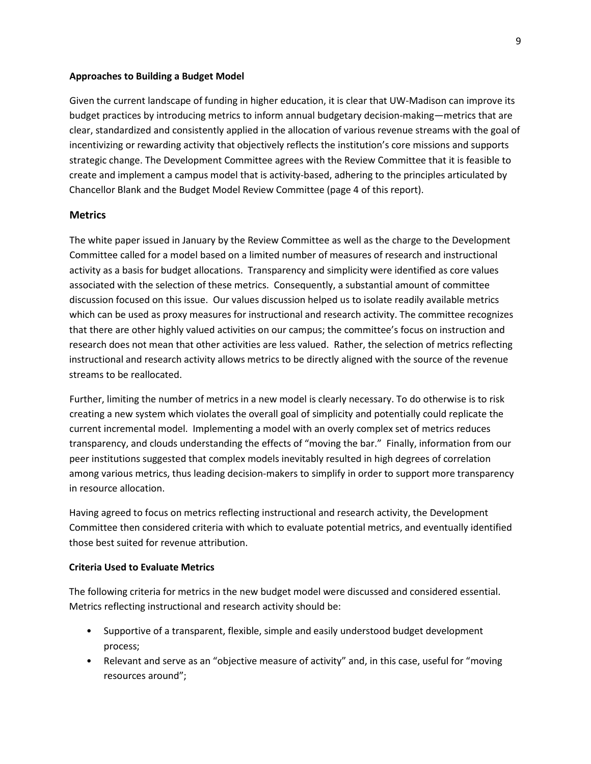**Approaches to Building a Budget Model**

Given the current landscape of funding in higher education, it is clear that UW-Madison can improve its budget practices by introducing metrics to inform annual budgetary decision-making—metrics that are clear, standardized and consistently applied in the allocation of various revenue streams with the goal of incentivizing or rewarding activity that objectively reflects the institution's core missions and supports strategic change. The Development Committee agrees with the Review Committee that it is feasible to create and implement a campus model that is activity-based, adhering to the principles articulated by Chancellor Blank and the Budget Model Review Committee (page 4 of this report).

## Metrics

The white paper issued in January by the Review Committee as well as the charge to the Development Committee called for a model based on a limited number of measures of research and instructional activity as a basis for budget allocations. Transparency and simplicity were identified as core values associated with the selection of these metrics. Consequently, a substantial amount of committee discussion focused on this issue. Our values discussion helped us to isolate readily available metrics which can be used as proxy measures for instructional and research activity. The committee recognizes that there are other highly valued activities on our campus; the committee's focus on instruction and research does not mean that other activities are less valued. Rather, the selection of metrics reflecting instructional and research activity allows metrics to be directly aligned with the source of the revenue streams to be reallocated.

Further, limiting the number of metrics in a new model is clearly necessary. To do otherwise is to risk creating a new system which violates the overall goal of simplicity and potentially could replicate the current incremental model. Implementing a model with an overly complex set of metrics reduces transparency, and clouds understanding the effects of "moving the bar." Finally, information from our peer institutions suggested that complex models inevitably resulted in high degrees of correlation among various metrics, thus leading decision-makers to simplify in order to support more transparency in resource allocation.

Having agreed to focus on metrics reflecting instructional and research activity, the Development Committee then considered criteria with which to evaluate potential metrics, and eventually identified those best suited for revenue attribution.

**Criteria Used to Evaluate Metrics**

The following criteria for metrics in the new budget model were discussed and considered essential. Metrics reflecting instructional and research activity should be:

- Supportive of a transparent, flexible, simple and easily understood budget development process;
- Relevant and serve as an "objective measure of activity" and, in this case, useful for "moving resources around";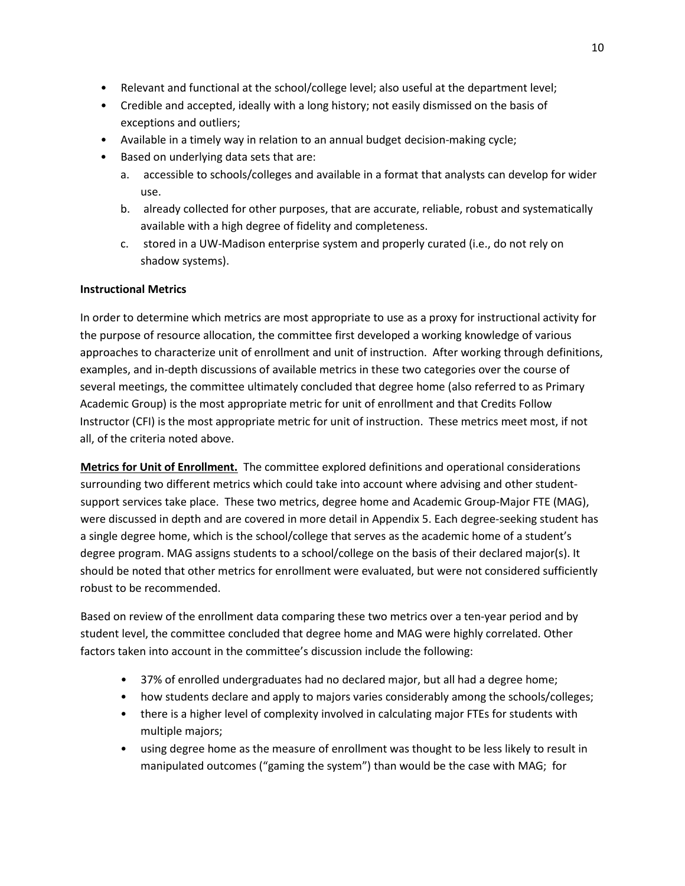- Relevant and functional at the school/college level; also useful at the department level;
- Credible and accepted, ideally with a long history; not easily dismissed on the basis of exceptions and outliers;
- Available in a timely way in relation to an annual budget decision-making cycle;
- Based on underlying data sets that are:
  a. accessible to schools/colleges and available in a format that analysts can develop for wider use.
  b. already collected for other purposes, that are accurate, reliable, robust and systematically available with a high degree of fidelity and completeness.
  c. stored in a UW-Madison enterprise system and properly curated (i.e., do not rely on shadow systems).

**Instructional Metrics**

In order to determine which metrics are most appropriate to use as a proxy for instructional activity for the purpose of resource allocation, the committee first developed a working knowledge of various approaches to characterize unit of enrollment and unit of instruction. After working through definitions, examples, and in-depth discussions of available metrics in these two categories over the course of several meetings, the committee ultimately concluded that degree home (also referred to as Primary Academic Group) is the most appropriate metric for unit of enrollment and that Credits Follow Instructor (CFI) is the most appropriate metric for unit of instruction. These metrics meet most, if not all, of the criteria noted above.

**Metrics for Unit of Enrollment.** The committee explored definitions and operational considerations surrounding two different metrics which could take into account where advising and other student-support services take place. These two metrics, degree home and Academic Group-Major FTE (MAG), were discussed in depth and are covered in more detail in Appendix 5. Each degree-seeking student has a single degree home, which is the school/college that serves as the academic home of a student's degree program. MAG assigns students to a school/college on the basis of their declared major(s). It should be noted that other metrics for enrollment were evaluated, but were not considered sufficiently robust to be recommended.

Based on review of the enrollment data comparing these two metrics over a ten-year period and by student level, the committee concluded that degree home and MAG were highly correlated. Other factors taken into account in the committee's discussion include the following:

- 37% of enrolled undergraduates had no declared major, but all had a degree home;
- how students declare and apply to majors varies considerably among the schools/colleges;
- there is a higher level of complexity involved in calculating major FTEs for students with multiple majors;
- using degree home as the measure of enrollment was thought to be less likely to result in manipulated outcomes ("gaming the system") than would be the case with MAG; for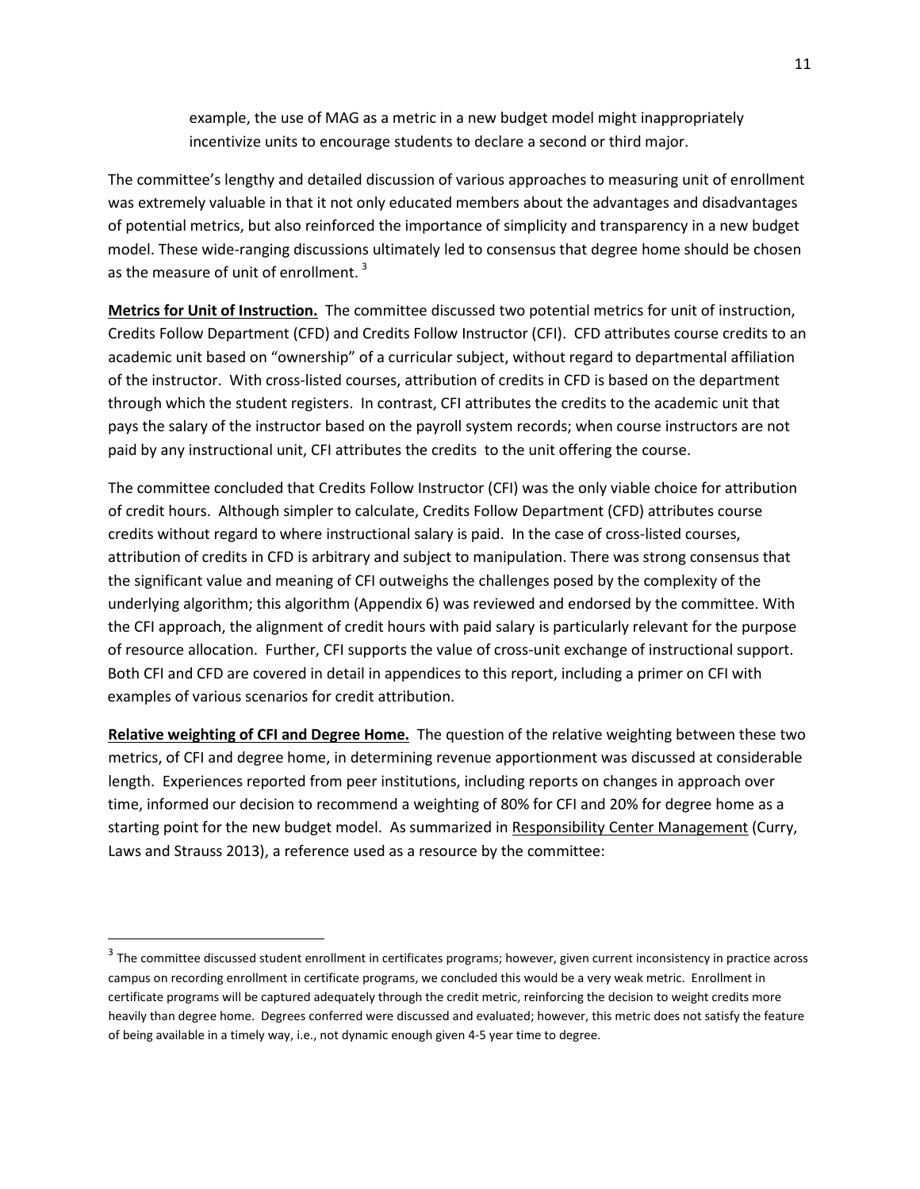example, the use of MAG as a metric in a new budget model might inappropriately incentivize units to encourage students to declare a second or third major.

The committee's lengthy and detailed discussion of various approaches to measuring unit of enrollment was extremely valuable in that it not only educated members about the advantages and disadvantages of potential metrics, but also reinforced the importance of simplicity and transparency in a new budget model. These wide-ranging discussions ultimately led to consensus that degree home should be chosen as the measure of unit of enrollment. [3]

**Metrics for Unit of Instruction.** The committee discussed two potential metrics for unit of instruction, Credits Follow Department (CFD) and Credits Follow Instructor (CFI). CFD attributes course credits to an academic unit based on "ownership" of a curricular subject, without regard to departmental affiliation of the instructor. With cross-listed courses, attribution of credits in CFD is based on the department through which the student registers. In contrast, CFI attributes the credits to the academic unit that pays the salary of the instructor based on the payroll system records; when course instructors are not paid by any instructional unit, CFI attributes the credits to the unit offering the course.

The committee concluded that Credits Follow Instructor (CFI) was the only viable choice for attribution of credit hours. Although simpler to calculate, Credits Follow Department (CFD) attributes course credits without regard to where instructional salary is paid. In the case of cross-listed courses, attribution of credits in CFD is arbitrary and subject to manipulation. There was strong consensus that the significant value and meaning of CFI outweighs the challenges posed by the complexity of the underlying algorithm; this algorithm (Appendix 6) was reviewed and endorsed by the committee. With the CFI approach, the alignment of credit hours with paid salary is particularly relevant for the purpose of resource allocation. Further, CFI supports the value of cross-unit exchange of instructional support. Both CFI and CFD are covered in detail in appendices to this report, including a primer on CFI with examples of various scenarios for credit attribution.

**Relative weighting of CFI and Degree Home.** The question of the relative weighting between these two metrics, of CFI and degree home, in determining revenue apportionment was discussed at considerable length. Experiences reported from peer institutions, including reports on changes in approach over time, informed our decision to recommend a weighting of 80% for CFI and 20% for degree home as a starting point for the new budget model. As summarized in Responsibility Center Management (Curry, Laws and Strauss 2013), a reference used as a resource by the committee:

[3] The committee discussed student enrollment in certificates programs; however, given current inconsistency in practice across campus on recording enrollment in certificate programs, we concluded this would be a very weak metric. Enrollment in certificate programs will be captured adequately through the credit metric, reinforcing the decision to weight credits more heavily than degree home. Degrees conferred were discussed and evaluated; however, this metric does not satisfy the feature of being available in a timely way, i.e., not dynamic enough given 4-5 year time to degree.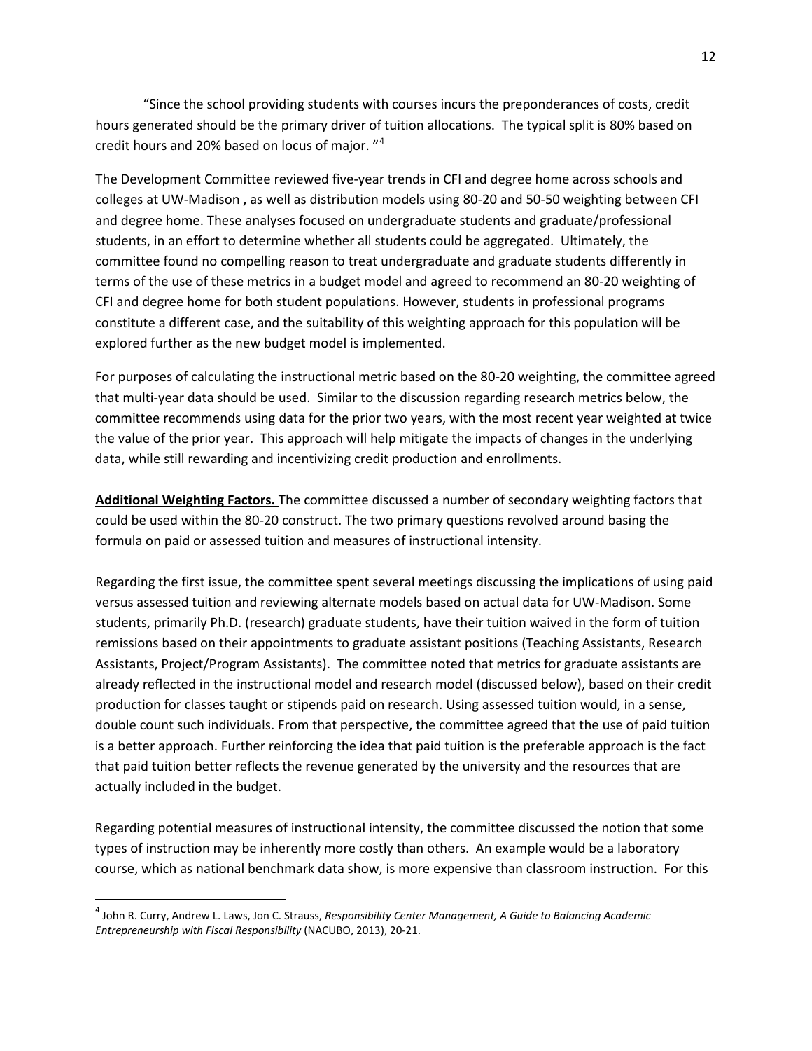"Since the school providing students with courses incurs the preponderances of costs, credit hours generated should be the primary driver of tuition allocations. The typical split is 80% based on credit hours and 20% based on locus of major. "[4]

The Development Committee reviewed five-year trends in CFI and degree home across schools and colleges at UW-Madison , as well as distribution models using 80-20 and 50-50 weighting between CFI and degree home. These analyses focused on undergraduate students and graduate/professional students, in an effort to determine whether all students could be aggregated. Ultimately, the committee found no compelling reason to treat undergraduate and graduate students differently in terms of the use of these metrics in a budget model and agreed to recommend an 80-20 weighting of CFI and degree home for both student populations. However, students in professional programs constitute a different case, and the suitability of this weighting approach for this population will be explored further as the new budget model is implemented.

For purposes of calculating the instructional metric based on the 80-20 weighting, the committee agreed that multi-year data should be used. Similar to the discussion regarding research metrics below, the committee recommends using data for the prior two years, with the most recent year weighted at twice the value of the prior year. This approach will help mitigate the impacts of changes in the underlying data, while still rewarding and incentivizing credit production and enrollments.

**Additional Weighting Factors.** The committee discussed a number of secondary weighting factors that could be used within the 80-20 construct. The two primary questions revolved around basing the formula on paid or assessed tuition and measures of instructional intensity.

Regarding the first issue, the committee spent several meetings discussing the implications of using paid versus assessed tuition and reviewing alternate models based on actual data for UW-Madison. Some students, primarily Ph.D. (research) graduate students, have their tuition waived in the form of tuition remissions based on their appointments to graduate assistant positions (Teaching Assistants, Research Assistants, Project/Program Assistants). The committee noted that metrics for graduate assistants are already reflected in the instructional model and research model (discussed below), based on their credit production for classes taught or stipends paid on research. Using assessed tuition would, in a sense, double count such individuals. From that perspective, the committee agreed that the use of paid tuition is a better approach. Further reinforcing the idea that paid tuition is the preferable approach is the fact that paid tuition better reflects the revenue generated by the university and the resources that are actually included in the budget.

Regarding potential measures of instructional intensity, the committee discussed the notion that some types of instruction may be inherently more costly than others. An example would be a laboratory course, which as national benchmark data show, is more expensive than classroom instruction. For this

[4] John R. Curry, Andrew L. Laws, Jon C. Strauss, *Responsibility Center Management, A Guide to Balancing Academic Entrepreneurship with Fiscal Responsibility* (NACUBO, 2013), 20-21.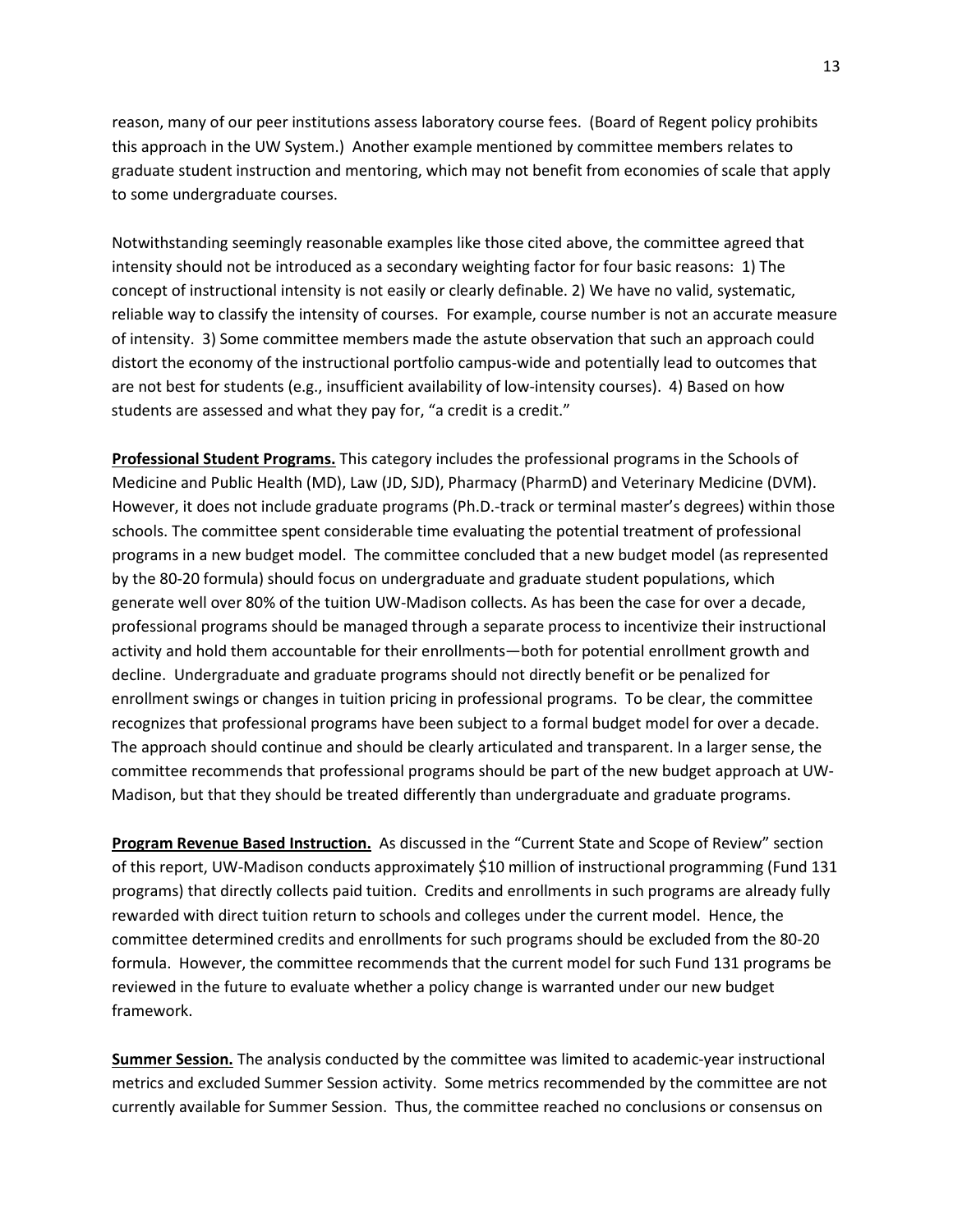reason, many of our peer institutions assess laboratory course fees. (Board of Regent policy prohibits this approach in the UW System.) Another example mentioned by committee members relates to graduate student instruction and mentoring, which may not benefit from economies of scale that apply to some undergraduate courses.

Notwithstanding seemingly reasonable examples like those cited above, the committee agreed that intensity should not be introduced as a secondary weighting factor for four basic reasons: 1) The concept of instructional intensity is not easily or clearly definable. 2) We have no valid, systematic, reliable way to classify the intensity of courses. For example, course number is not an accurate measure of intensity. 3) Some committee members made the astute observation that such an approach could distort the economy of the instructional portfolio campus-wide and potentially lead to outcomes that are not best for students (e.g., insufficient availability of low-intensity courses). 4) Based on how students are assessed and what they pay for, "a credit is a credit."

**Professional Student Programs.** This category includes the professional programs in the Schools of Medicine and Public Health (MD), Law (JD, SJD), Pharmacy (PharmD) and Veterinary Medicine (DVM). However, it does not include graduate programs (Ph.D.-track or terminal master's degrees) within those schools. The committee spent considerable time evaluating the potential treatment of professional programs in a new budget model. The committee concluded that a new budget model (as represented by the 80-20 formula) should focus on undergraduate and graduate student populations, which generate well over 80% of the tuition UW-Madison collects. As has been the case for over a decade, professional programs should be managed through a separate process to incentivize their instructional activity and hold them accountable for their enrollments—both for potential enrollment growth and decline. Undergraduate and graduate programs should not directly benefit or be penalized for enrollment swings or changes in tuition pricing in professional programs. To be clear, the committee recognizes that professional programs have been subject to a formal budget model for over a decade. The approach should continue and should be clearly articulated and transparent. In a larger sense, the committee recommends that professional programs should be part of the new budget approach at UW-Madison, but that they should be treated differently than undergraduate and graduate programs.

**Program Revenue Based Instruction.** As discussed in the "Current State and Scope of Review" section of this report, UW-Madison conducts approximately $10 million of instructional programming (Fund 131 programs) that directly collects paid tuition. Credits and enrollments in such programs are already fully rewarded with direct tuition return to schools and colleges under the current model. Hence, the committee determined credits and enrollments for such programs should be excluded from the 80-20 formula. However, the committee recommends that the current model for such Fund 131 programs be reviewed in the future to evaluate whether a policy change is warranted under our new budget framework.

**Summer Session.** The analysis conducted by the committee was limited to academic-year instructional metrics and excluded Summer Session activity. Some metrics recommended by the committee are not currently available for Summer Session. Thus, the committee reached no conclusions or consensus on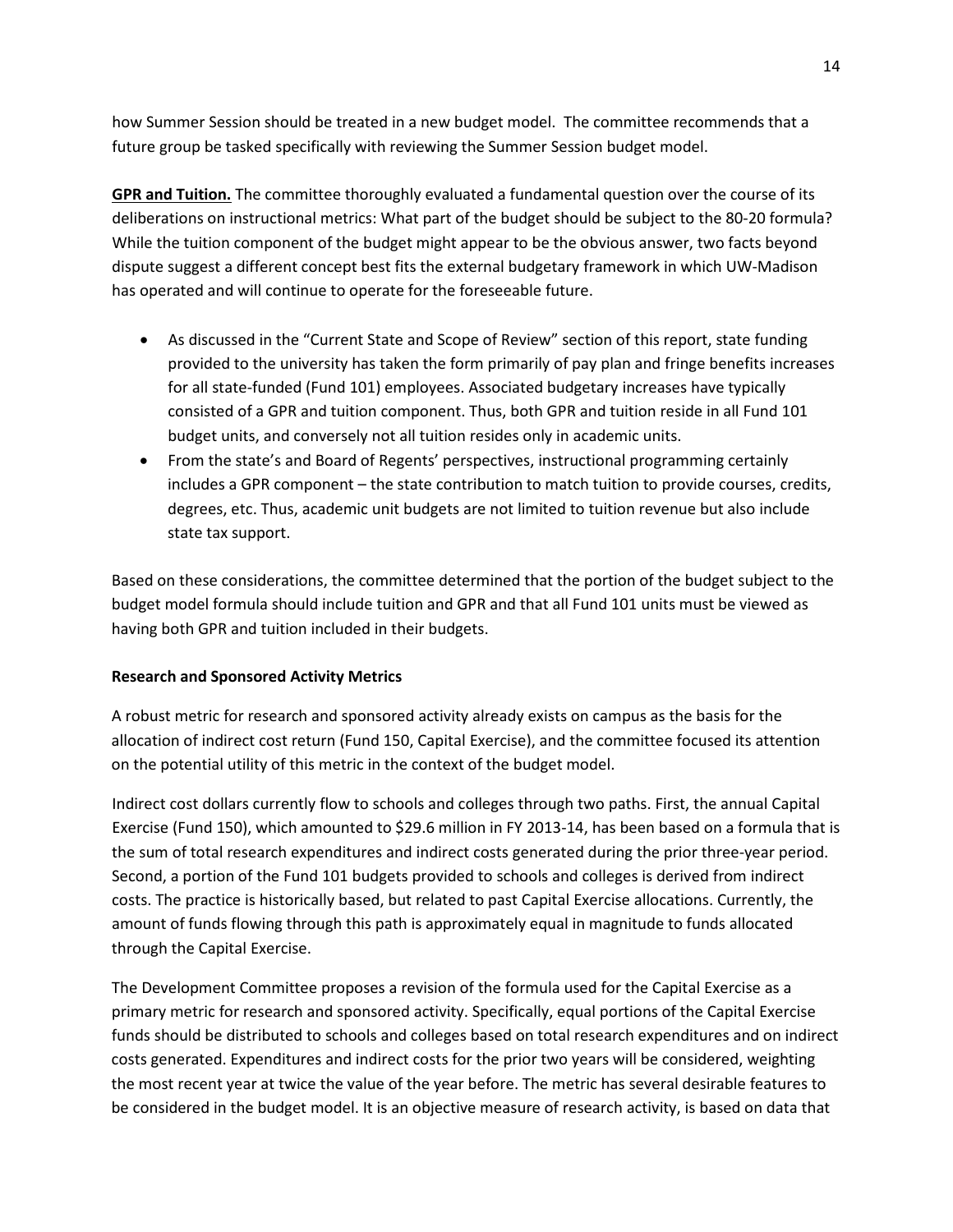how Summer Session should be treated in a new budget model. The committee recommends that a future group be tasked specifically with reviewing the Summer Session budget model.

**GPR and Tuition.** The committee thoroughly evaluated a fundamental question over the course of its deliberations on instructional metrics: What part of the budget should be subject to the 80-20 formula? While the tuition component of the budget might appear to be the obvious answer, two facts beyond dispute suggest a different concept best fits the external budgetary framework in which UW-Madison has operated and will continue to operate for the foreseeable future.

- As discussed in the "Current State and Scope of Review" section of this report, state funding provided to the university has taken the form primarily of pay plan and fringe benefits increases for all state-funded (Fund 101) employees. Associated budgetary increases have typically consisted of a GPR and tuition component. Thus, both GPR and tuition reside in all Fund 101 budget units, and conversely not all tuition resides only in academic units.
- From the state's and Board of Regents' perspectives, instructional programming certainly includes a GPR component – the state contribution to match tuition to provide courses, credits, degrees, etc. Thus, academic unit budgets are not limited to tuition revenue but also include state tax support.

Based on these considerations, the committee determined that the portion of the budget subject to the budget model formula should include tuition and GPR and that all Fund 101 units must be viewed as having both GPR and tuition included in their budgets.

### Research and Sponsored Activity Metrics

A robust metric for research and sponsored activity already exists on campus as the basis for the allocation of indirect cost return (Fund 150, Capital Exercise), and the committee focused its attention on the potential utility of this metric in the context of the budget model.

Indirect cost dollars currently flow to schools and colleges through two paths. First, the annual Capital Exercise (Fund 150), which amounted to $29.6 million in FY 2013-14, has been based on a formula that is the sum of total research expenditures and indirect costs generated during the prior three-year period. Second, a portion of the Fund 101 budgets provided to schools and colleges is derived from indirect costs. The practice is historically based, but related to past Capital Exercise allocations. Currently, the amount of funds flowing through this path is approximately equal in magnitude to funds allocated through the Capital Exercise.

The Development Committee proposes a revision of the formula used for the Capital Exercise as a primary metric for research and sponsored activity. Specifically, equal portions of the Capital Exercise funds should be distributed to schools and colleges based on total research expenditures and on indirect costs generated. Expenditures and indirect costs for the prior two years will be considered, weighting the most recent year at twice the value of the year before. The metric has several desirable features to be considered in the budget model. It is an objective measure of research activity, is based on data that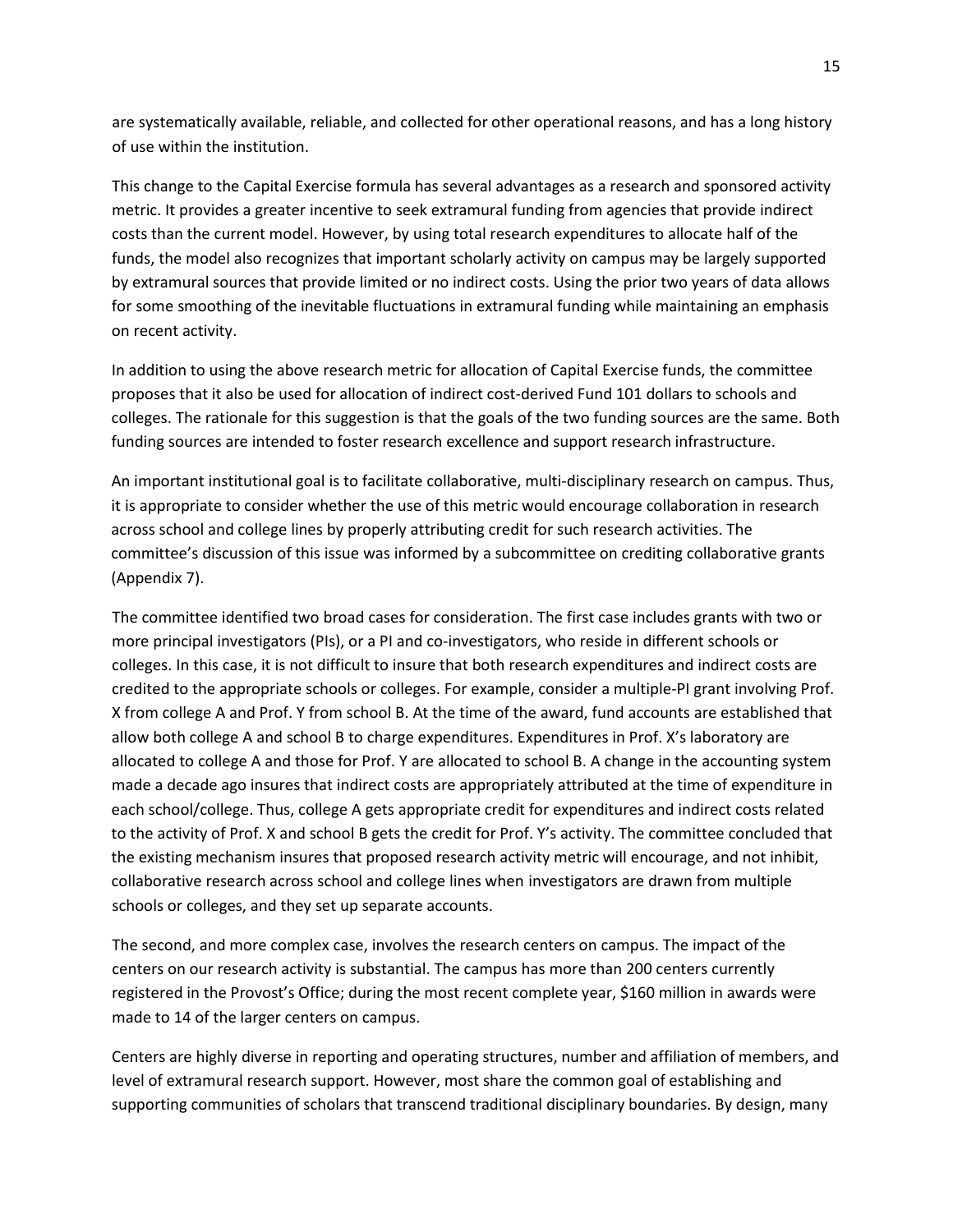are systematically available, reliable, and collected for other operational reasons, and has a long history of use within the institution.

This change to the Capital Exercise formula has several advantages as a research and sponsored activity metric. It provides a greater incentive to seek extramural funding from agencies that provide indirect costs than the current model. However, by using total research expenditures to allocate half of the funds, the model also recognizes that important scholarly activity on campus may be largely supported by extramural sources that provide limited or no indirect costs. Using the prior two years of data allows for some smoothing of the inevitable fluctuations in extramural funding while maintaining an emphasis on recent activity.

In addition to using the above research metric for allocation of Capital Exercise funds, the committee proposes that it also be used for allocation of indirect cost-derived Fund 101 dollars to schools and colleges. The rationale for this suggestion is that the goals of the two funding sources are the same. Both funding sources are intended to foster research excellence and support research infrastructure.

An important institutional goal is to facilitate collaborative, multi-disciplinary research on campus. Thus, it is appropriate to consider whether the use of this metric would encourage collaboration in research across school and college lines by properly attributing credit for such research activities. The committee's discussion of this issue was informed by a subcommittee on crediting collaborative grants (Appendix 7).

The committee identified two broad cases for consideration. The first case includes grants with two or more principal investigators (PIs), or a PI and co-investigators, who reside in different schools or colleges. In this case, it is not difficult to insure that both research expenditures and indirect costs are credited to the appropriate schools or colleges. For example, consider a multiple-PI grant involving Prof. X from college A and Prof. Y from school B. At the time of the award, fund accounts are established that allow both college A and school B to charge expenditures. Expenditures in Prof. X's laboratory are allocated to college A and those for Prof. Y are allocated to school B. A change in the accounting system made a decade ago insures that indirect costs are appropriately attributed at the time of expenditure in each school/college. Thus, college A gets appropriate credit for expenditures and indirect costs related to the activity of Prof. X and school B gets the credit for Prof. Y's activity. The committee concluded that the existing mechanism insures that proposed research activity metric will encourage, and not inhibit, collaborative research across school and college lines when investigators are drawn from multiple schools or colleges, and they set up separate accounts.

The second, and more complex case, involves the research centers on campus. The impact of the centers on our research activity is substantial. The campus has more than 200 centers currently registered in the Provost's Office; during the most recent complete year, $160 million in awards were made to 14 of the larger centers on campus.

Centers are highly diverse in reporting and operating structures, number and affiliation of members, and level of extramural research support. However, most share the common goal of establishing and supporting communities of scholars that transcend traditional disciplinary boundaries. By design, many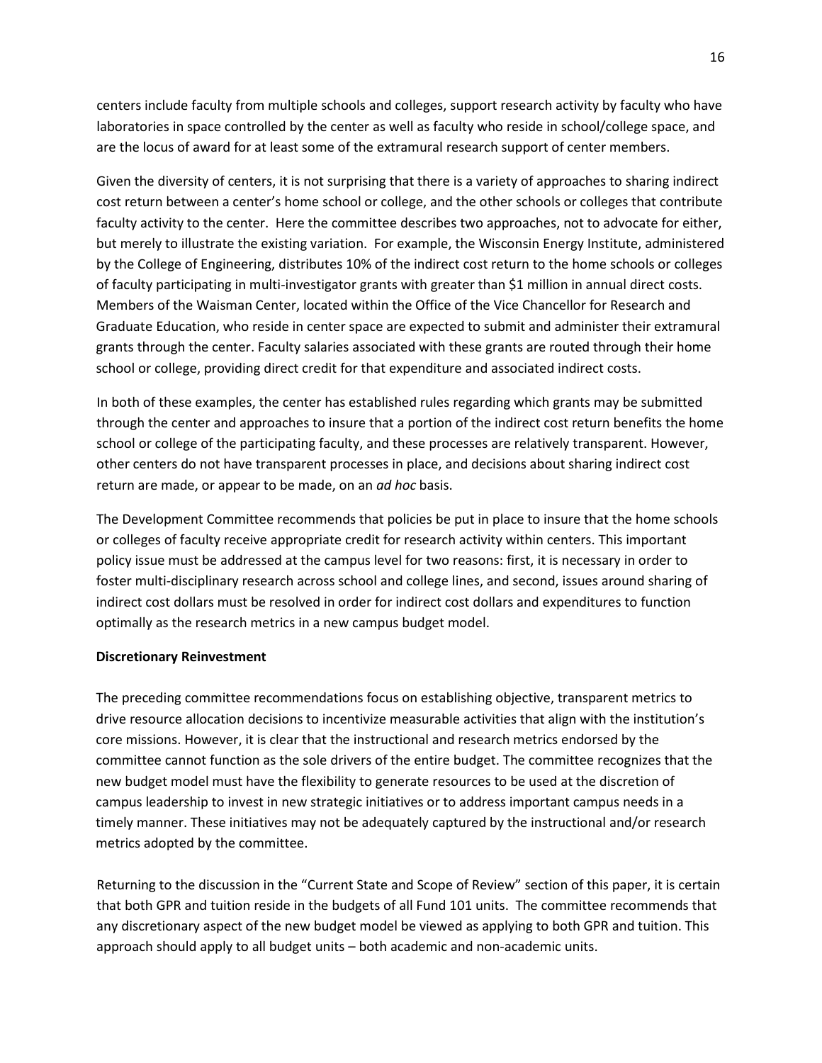centers include faculty from multiple schools and colleges, support research activity by faculty who have laboratories in space controlled by the center as well as faculty who reside in school/college space, and are the locus of award for at least some of the extramural research support of center members.

Given the diversity of centers, it is not surprising that there is a variety of approaches to sharing indirect cost return between a center's home school or college, and the other schools or colleges that contribute faculty activity to the center. Here the committee describes two approaches, not to advocate for either, but merely to illustrate the existing variation. For example, the Wisconsin Energy Institute, administered by the College of Engineering, distributes 10% of the indirect cost return to the home schools or colleges of faculty participating in multi-investigator grants with greater than $1 million in annual direct costs. Members of the Waisman Center, located within the Office of the Vice Chancellor for Research and Graduate Education, who reside in center space are expected to submit and administer their extramural grants through the center. Faculty salaries associated with these grants are routed through their home school or college, providing direct credit for that expenditure and associated indirect costs.

In both of these examples, the center has established rules regarding which grants may be submitted through the center and approaches to insure that a portion of the indirect cost return benefits the home school or college of the participating faculty, and these processes are relatively transparent. However, other centers do not have transparent processes in place, and decisions about sharing indirect cost return are made, or appear to be made, on an *ad hoc* basis.

The Development Committee recommends that policies be put in place to insure that the home schools or colleges of faculty receive appropriate credit for research activity within centers. This important policy issue must be addressed at the campus level for two reasons: first, it is necessary in order to foster multi-disciplinary research across school and college lines, and second, issues around sharing of indirect cost dollars must be resolved in order for indirect cost dollars and expenditures to function optimally as the research metrics in a new campus budget model.

**Discretionary Reinvestment**

The preceding committee recommendations focus on establishing objective, transparent metrics to drive resource allocation decisions to incentivize measurable activities that align with the institution's core missions. However, it is clear that the instructional and research metrics endorsed by the committee cannot function as the sole drivers of the entire budget. The committee recognizes that the new budget model must have the flexibility to generate resources to be used at the discretion of campus leadership to invest in new strategic initiatives or to address important campus needs in a timely manner. These initiatives may not be adequately captured by the instructional and/or research metrics adopted by the committee.

Returning to the discussion in the "Current State and Scope of Review" section of this paper, it is certain that both GPR and tuition reside in the budgets of all Fund 101 units. The committee recommends that any discretionary aspect of the new budget model be viewed as applying to both GPR and tuition. This approach should apply to all budget units – both academic and non-academic units.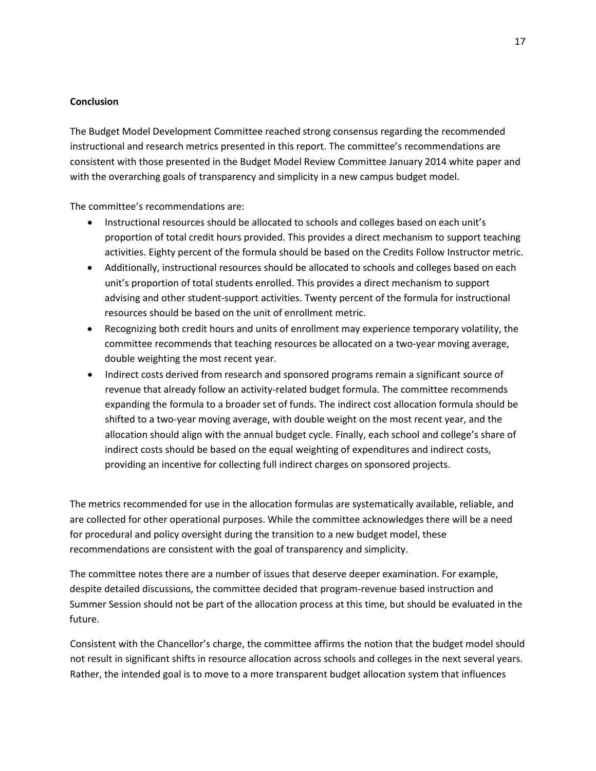**Conclusion**

The Budget Model Development Committee reached strong consensus regarding the recommended instructional and research metrics presented in this report. The committee's recommendations are consistent with those presented in the Budget Model Review Committee January 2014 white paper and with the overarching goals of transparency and simplicity in a new campus budget model.

The committee's recommendations are:

- Instructional resources should be allocated to schools and colleges based on each unit's proportion of total credit hours provided. This provides a direct mechanism to support teaching activities. Eighty percent of the formula should be based on the Credits Follow Instructor metric.
- Additionally, instructional resources should be allocated to schools and colleges based on each unit's proportion of total students enrolled. This provides a direct mechanism to support advising and other student-support activities. Twenty percent of the formula for instructional resources should be based on the unit of enrollment metric.
- Recognizing both credit hours and units of enrollment may experience temporary volatility, the committee recommends that teaching resources be allocated on a two-year moving average, double weighting the most recent year.
- Indirect costs derived from research and sponsored programs remain a significant source of revenue that already follow an activity-related budget formula. The committee recommends expanding the formula to a broader set of funds. The indirect cost allocation formula should be shifted to a two-year moving average, with double weight on the most recent year, and the allocation should align with the annual budget cycle. Finally, each school and college's share of indirect costs should be based on the equal weighting of expenditures and indirect costs, providing an incentive for collecting full indirect charges on sponsored projects.

The metrics recommended for use in the allocation formulas are systematically available, reliable, and are collected for other operational purposes. While the committee acknowledges there will be a need for procedural and policy oversight during the transition to a new budget model, these recommendations are consistent with the goal of transparency and simplicity.

The committee notes there are a number of issues that deserve deeper examination. For example, despite detailed discussions, the committee decided that program-revenue based instruction and Summer Session should not be part of the allocation process at this time, but should be evaluated in the future.

Consistent with the Chancellor's charge, the committee affirms the notion that the budget model should not result in significant shifts in resource allocation across schools and colleges in the next several years. Rather, the intended goal is to move to a more transparent budget allocation system that influences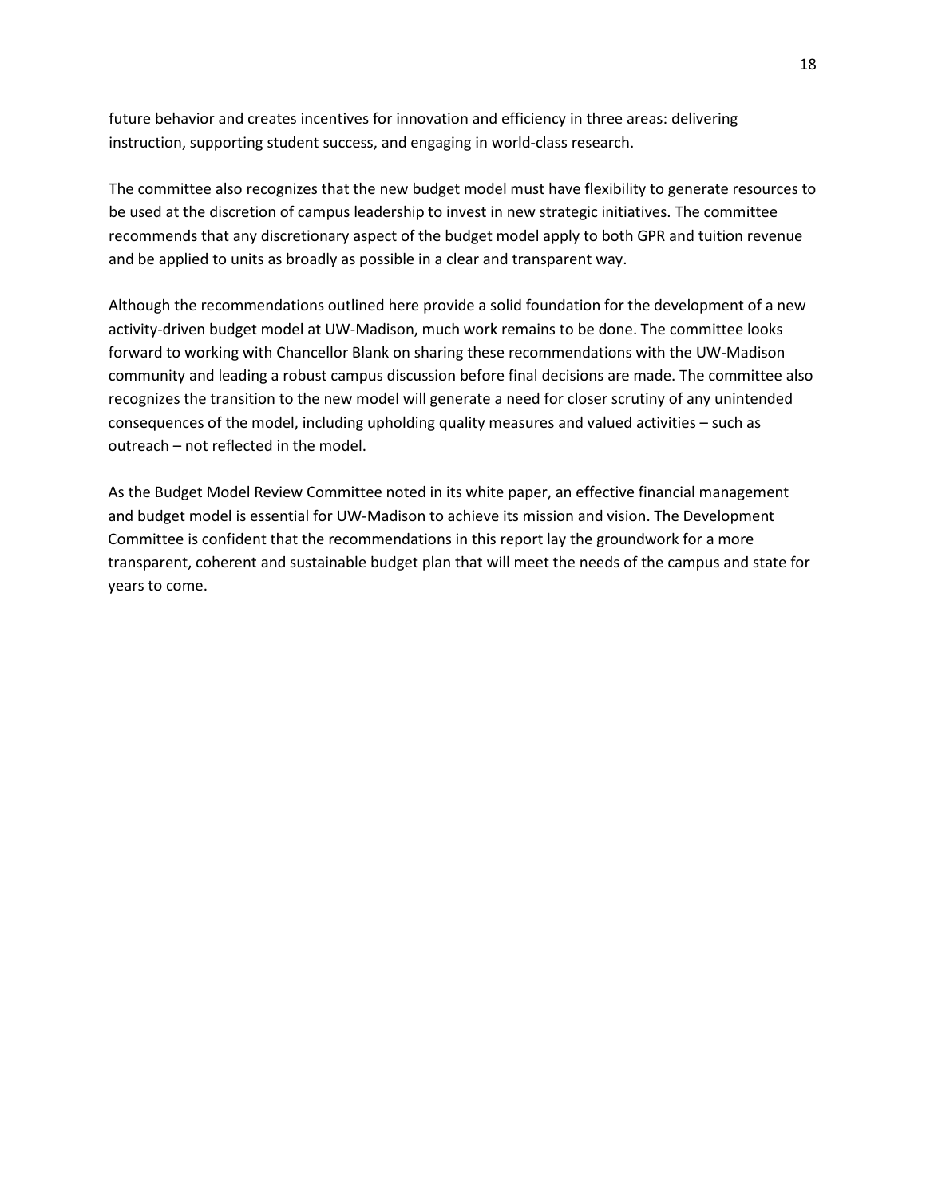future behavior and creates incentives for innovation and efficiency in three areas: delivering instruction, supporting student success, and engaging in world-class research.

The committee also recognizes that the new budget model must have flexibility to generate resources to be used at the discretion of campus leadership to invest in new strategic initiatives. The committee recommends that any discretionary aspect of the budget model apply to both GPR and tuition revenue and be applied to units as broadly as possible in a clear and transparent way.

Although the recommendations outlined here provide a solid foundation for the development of a new activity-driven budget model at UW-Madison, much work remains to be done. The committee looks forward to working with Chancellor Blank on sharing these recommendations with the UW-Madison community and leading a robust campus discussion before final decisions are made. The committee also recognizes the transition to the new model will generate a need for closer scrutiny of any unintended consequences of the model, including upholding quality measures and valued activities – such as outreach – not reflected in the model.

As the Budget Model Review Committee noted in its white paper, an effective financial management and budget model is essential for UW-Madison to achieve its mission and vision. The Development Committee is confident that the recommendations in this report lay the groundwork for a more transparent, coherent and sustainable budget plan that will meet the needs of the campus and state for years to come.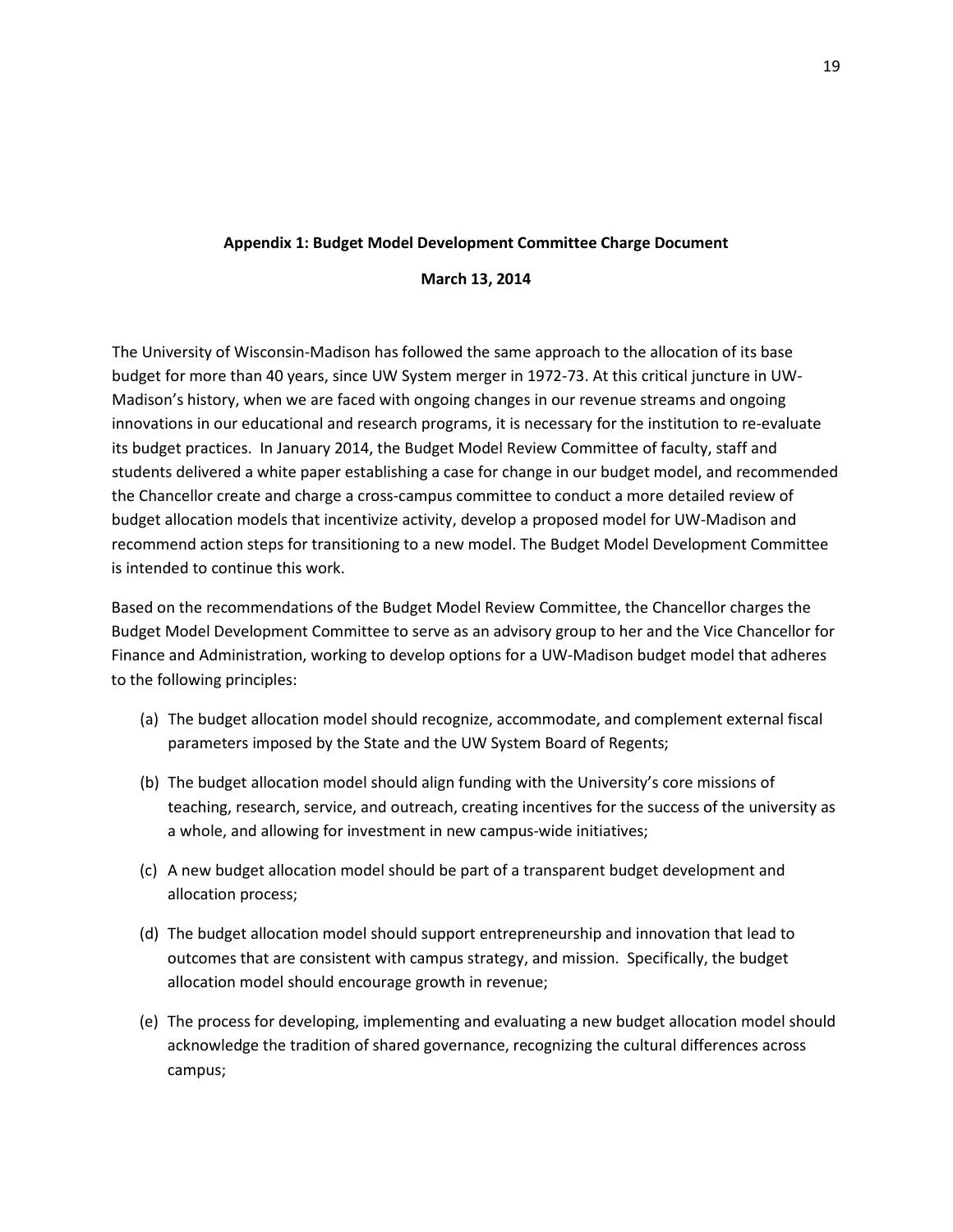**Appendix 1: Budget Model Development Committee Charge Document**

**March 13, 2014**

The University of Wisconsin-Madison has followed the same approach to the allocation of its base budget for more than 40 years, since UW System merger in 1972-73. At this critical juncture in UW-Madison's history, when we are faced with ongoing changes in our revenue streams and ongoing innovations in our educational and research programs, it is necessary for the institution to re-evaluate its budget practices. In January 2014, the Budget Model Review Committee of faculty, staff and students delivered a white paper establishing a case for change in our budget model, and recommended the Chancellor create and charge a cross-campus committee to conduct a more detailed review of budget allocation models that incentivize activity, develop a proposed model for UW-Madison and recommend action steps for transitioning to a new model. The Budget Model Development Committee is intended to continue this work.

Based on the recommendations of the Budget Model Review Committee, the Chancellor charges the Budget Model Development Committee to serve as an advisory group to her and the Vice Chancellor for Finance and Administration, working to develop options for a UW-Madison budget model that adheres to the following principles:

(a) The budget allocation model should recognize, accommodate, and complement external fiscal parameters imposed by the State and the UW System Board of Regents;

(b) The budget allocation model should align funding with the University's core missions of teaching, research, service, and outreach, creating incentives for the success of the university as a whole, and allowing for investment in new campus-wide initiatives;

(c) A new budget allocation model should be part of a transparent budget development and allocation process;

(d) The budget allocation model should support entrepreneurship and innovation that lead to outcomes that are consistent with campus strategy, and mission. Specifically, the budget allocation model should encourage growth in revenue;

(e) The process for developing, implementing and evaluating a new budget allocation model should acknowledge the tradition of shared governance, recognizing the cultural differences across campus;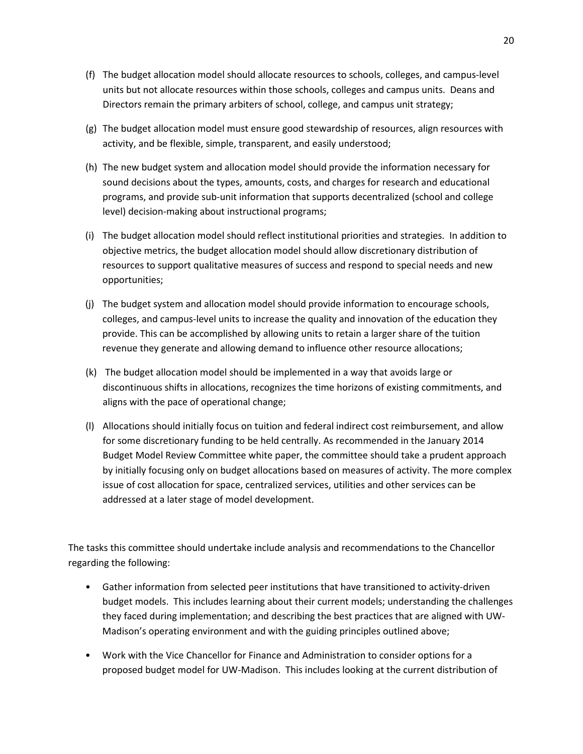(f) The budget allocation model should allocate resources to schools, colleges, and campus-level units but not allocate resources within those schools, colleges and campus units. Deans and Directors remain the primary arbiters of school, college, and campus unit strategy;

(g) The budget allocation model must ensure good stewardship of resources, align resources with activity, and be flexible, simple, transparent, and easily understood;

(h) The new budget system and allocation model should provide the information necessary for sound decisions about the types, amounts, costs, and charges for research and educational programs, and provide sub-unit information that supports decentralized (school and college level) decision-making about instructional programs;

(i) The budget allocation model should reflect institutional priorities and strategies. In addition to objective metrics, the budget allocation model should allow discretionary distribution of resources to support qualitative measures of success and respond to special needs and new opportunities;

(j) The budget system and allocation model should provide information to encourage schools, colleges, and campus-level units to increase the quality and innovation of the education they provide. This can be accomplished by allowing units to retain a larger share of the tuition revenue they generate and allowing demand to influence other resource allocations;

(k) The budget allocation model should be implemented in a way that avoids large or discontinuous shifts in allocations, recognizes the time horizons of existing commitments, and aligns with the pace of operational change;

(l) Allocations should initially focus on tuition and federal indirect cost reimbursement, and allow for some discretionary funding to be held centrally. As recommended in the January 2014 Budget Model Review Committee white paper, the committee should take a prudent approach by initially focusing only on budget allocations based on measures of activity. The more complex issue of cost allocation for space, centralized services, utilities and other services can be addressed at a later stage of model development.

The tasks this committee should undertake include analysis and recommendations to the Chancellor regarding the following:

- Gather information from selected peer institutions that have transitioned to activity-driven budget models. This includes learning about their current models; understanding the challenges they faced during implementation; and describing the best practices that are aligned with UW-Madison's operating environment and with the guiding principles outlined above;
- Work with the Vice Chancellor for Finance and Administration to consider options for a proposed budget model for UW-Madison. This includes looking at the current distribution of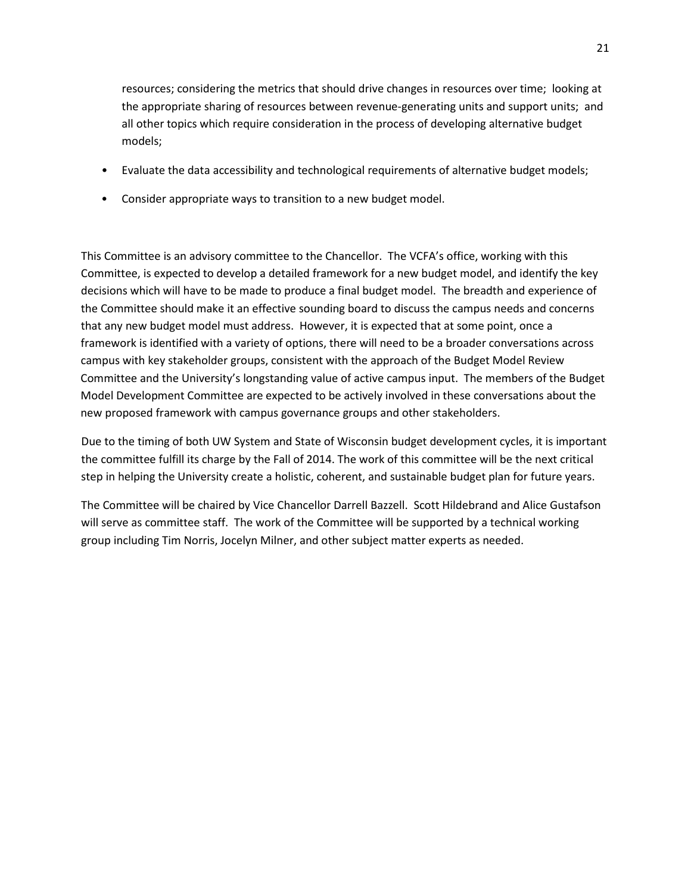resources; considering the metrics that should drive changes in resources over time; looking at the appropriate sharing of resources between revenue-generating units and support units; and all other topics which require consideration in the process of developing alternative budget models;

- Evaluate the data accessibility and technological requirements of alternative budget models;
- Consider appropriate ways to transition to a new budget model.

This Committee is an advisory committee to the Chancellor. The VCFA's office, working with this Committee, is expected to develop a detailed framework for a new budget model, and identify the key decisions which will have to be made to produce a final budget model. The breadth and experience of the Committee should make it an effective sounding board to discuss the campus needs and concerns that any new budget model must address. However, it is expected that at some point, once a framework is identified with a variety of options, there will need to be a broader conversations across campus with key stakeholder groups, consistent with the approach of the Budget Model Review Committee and the University's longstanding value of active campus input. The members of the Budget Model Development Committee are expected to be actively involved in these conversations about the new proposed framework with campus governance groups and other stakeholders.

Due to the timing of both UW System and State of Wisconsin budget development cycles, it is important the committee fulfill its charge by the Fall of 2014. The work of this committee will be the next critical step in helping the University create a holistic, coherent, and sustainable budget plan for future years.

The Committee will be chaired by Vice Chancellor Darrell Bazzell. Scott Hildebrand and Alice Gustafson will serve as committee staff. The work of the Committee will be supported by a technical working group including Tim Norris, Jocelyn Milner, and other subject matter experts as needed.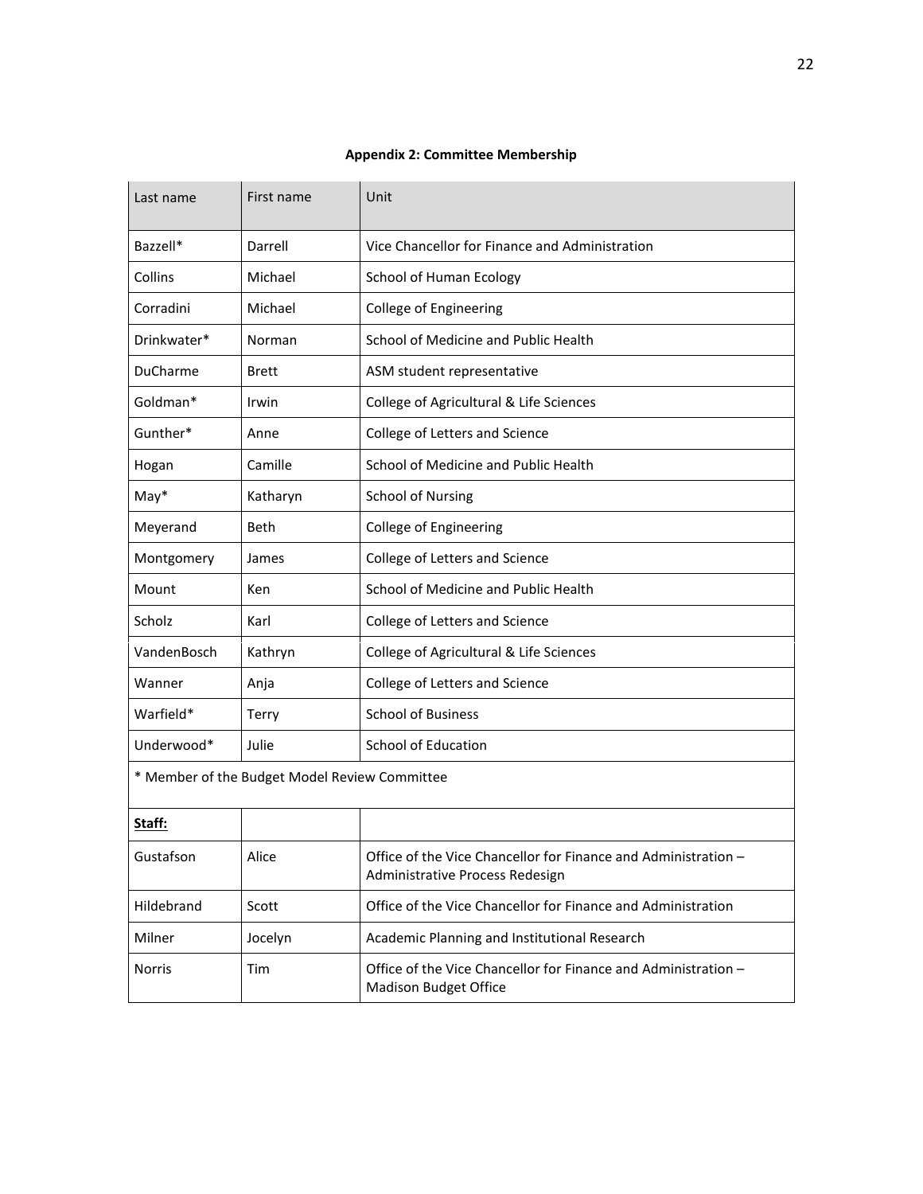**Appendix 2: Committee Membership**

| Last name | First name | Unit |
|---|---|---|
| Bazzell* | Darrell | Vice Chancellor for Finance and Administration |
| Collins | Michael | School of Human Ecology |
| Corradini | Michael | College of Engineering |
| Drinkwater* | Norman | School of Medicine and Public Health |
| DuCharme | Brett | ASM student representative |
| Goldman* | Irwin | College of Agricultural & Life Sciences |
| Gunther* | Anne | College of Letters and Science |
| Hogan | Camille | School of Medicine and Public Health |
| May* | Katharyn | School of Nursing |
| Meyerand | Beth | College of Engineering |
| Montgomery | James | College of Letters and Science |
| Mount | Ken | School of Medicine and Public Health |
| Scholz | Karl | College of Letters and Science |
| VandenBosch | Kathryn | College of Agricultural & Life Sciences |
| Wanner | Anja | College of Letters and Science |
| Warfield* | Terry | School of Business |
| Underwood* | Julie | School of Education |
| * Member of the Budget Model Review Committee | | |
| **Staff:** | | |
| Gustafson | Alice | Office of the Vice Chancellor for Finance and Administration – Administrative Process Redesign |
| Hildebrand | Scott | Office of the Vice Chancellor for Finance and Administration |
| Milner | Jocelyn | Academic Planning and Institutional Research |
| Norris | Tim | Office of the Vice Chancellor for Finance and Administration – Madison Budget Office |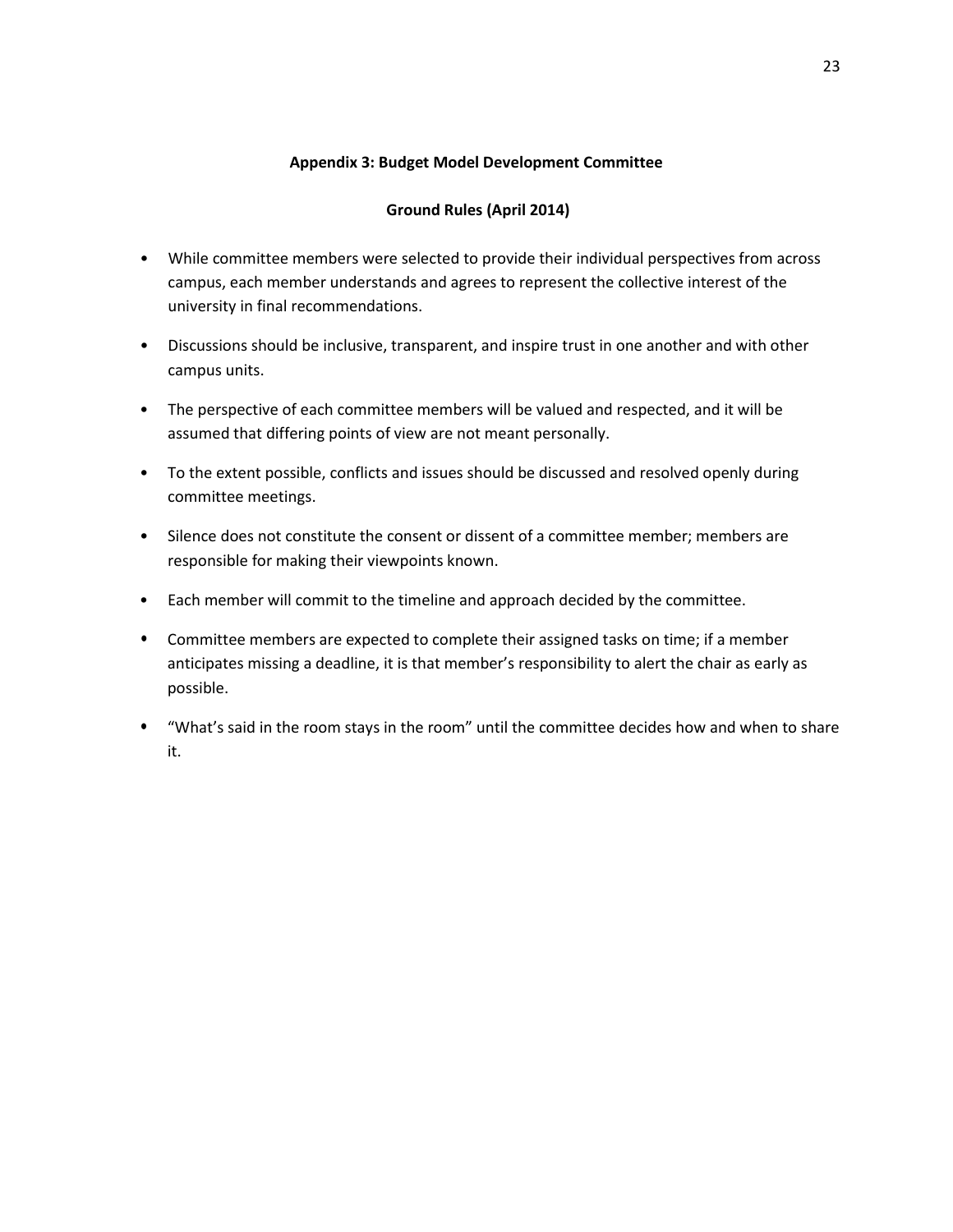## Appendix 3: Budget Model Development Committee

### Ground Rules (April 2014)

- While committee members were selected to provide their individual perspectives from across campus, each member understands and agrees to represent the collective interest of the university in final recommendations.
- Discussions should be inclusive, transparent, and inspire trust in one another and with other campus units.
- The perspective of each committee members will be valued and respected, and it will be assumed that differing points of view are not meant personally.
- To the extent possible, conflicts and issues should be discussed and resolved openly during committee meetings.
- Silence does not constitute the consent or dissent of a committee member; members are responsible for making their viewpoints known.
- Each member will commit to the timeline and approach decided by the committee.
- Committee members are expected to complete their assigned tasks on time; if a member anticipates missing a deadline, it is that member's responsibility to alert the chair as early as possible.
- "What's said in the room stays in the room" until the committee decides how and when to share it.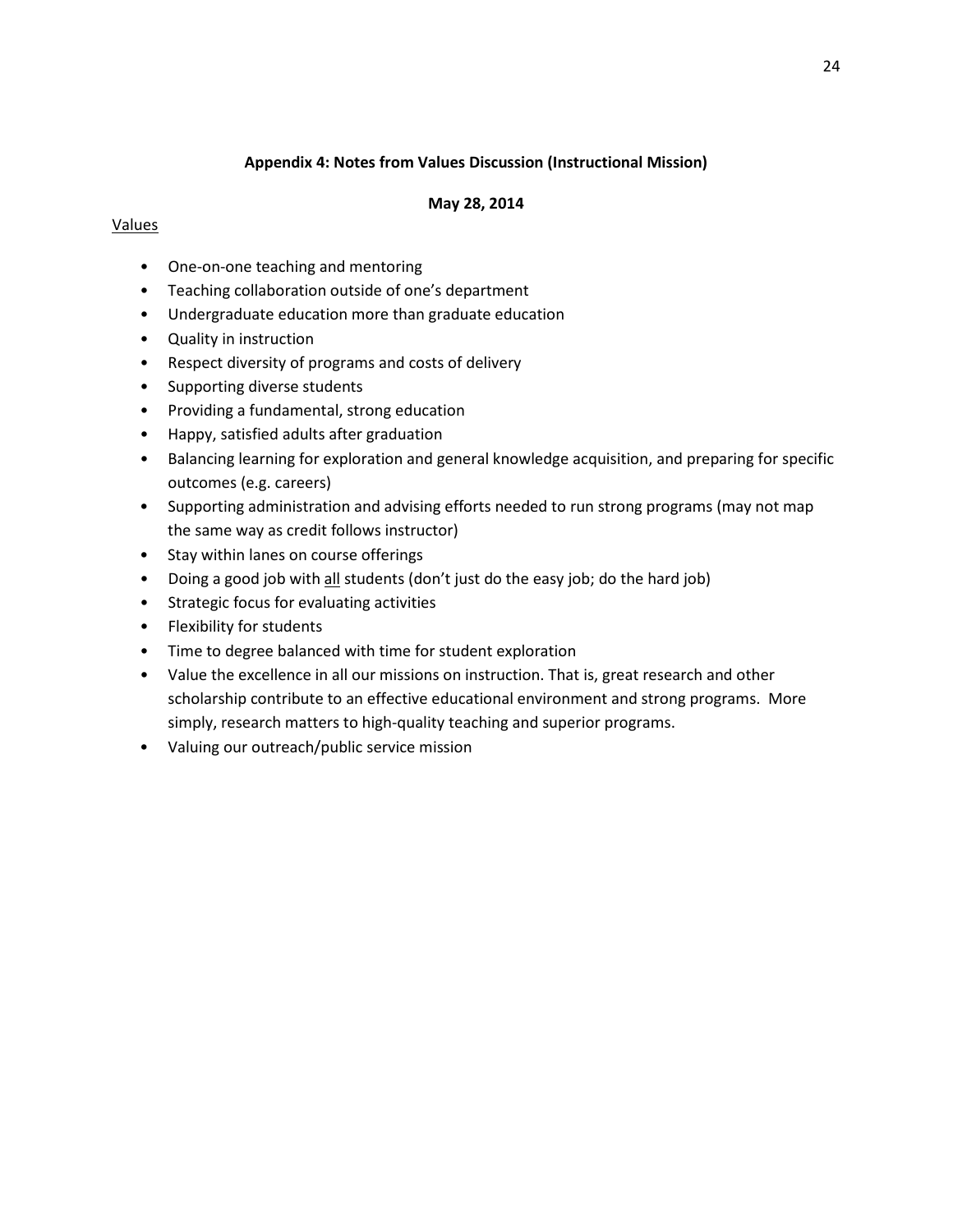## Appendix 4: Notes from Values Discussion (Instructional Mission)

**May 28, 2014**

<u>Values</u>

- One-on-one teaching and mentoring
- Teaching collaboration outside of one's department
- Undergraduate education more than graduate education
- Quality in instruction
- Respect diversity of programs and costs of delivery
- Supporting diverse students
- Providing a fundamental, strong education
- Happy, satisfied adults after graduation
- Balancing learning for exploration and general knowledge acquisition, and preparing for specific outcomes (e.g. careers)
- Supporting administration and advising efforts needed to run strong programs (may not map the same way as credit follows instructor)
- Stay within lanes on course offerings
- Doing a good job with <u>all</u> students (don't just do the easy job; do the hard job)
- Strategic focus for evaluating activities
- Flexibility for students
- Time to degree balanced with time for student exploration
- Value the excellence in all our missions on instruction. That is, great research and other scholarship contribute to an effective educational environment and strong programs. More simply, research matters to high-quality teaching and superior programs.
- Valuing our outreach/public service mission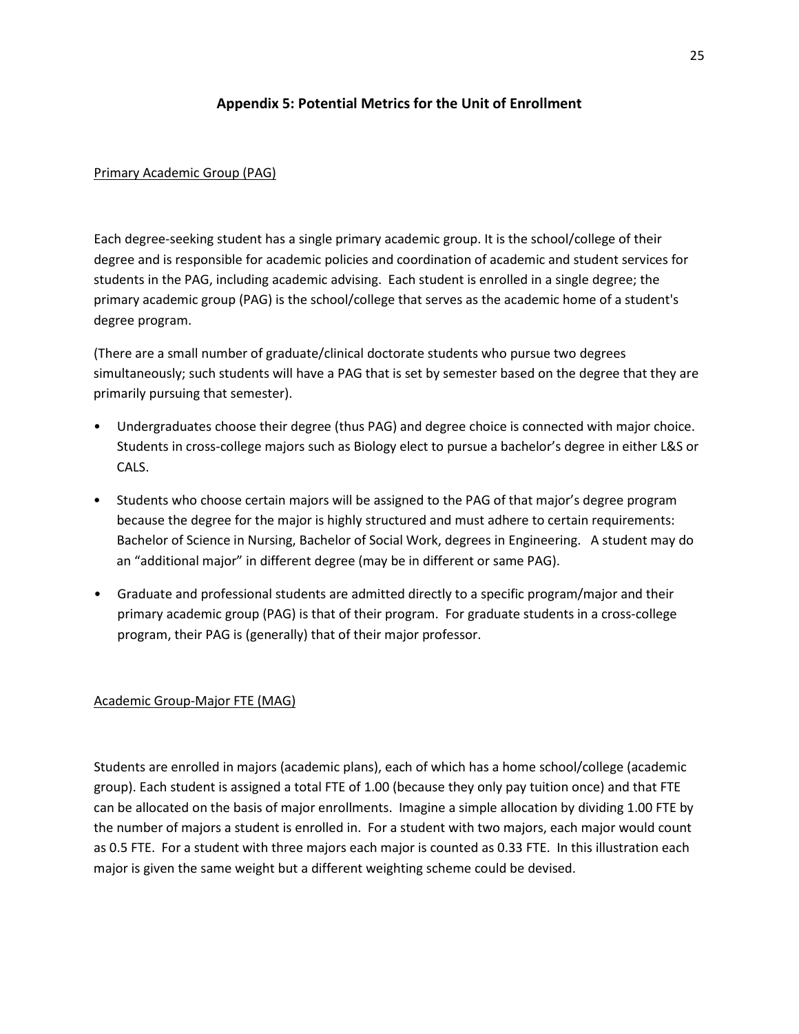## Appendix 5: Potential Metrics for the Unit of Enrollment

### Primary Academic Group (PAG)

Each degree-seeking student has a single primary academic group. It is the school/college of their degree and is responsible for academic policies and coordination of academic and student services for students in the PAG, including academic advising. Each student is enrolled in a single degree; the primary academic group (PAG) is the school/college that serves as the academic home of a student's degree program.

(There are a small number of graduate/clinical doctorate students who pursue two degrees simultaneously; such students will have a PAG that is set by semester based on the degree that they are primarily pursuing that semester).

- Undergraduates choose their degree (thus PAG) and degree choice is connected with major choice. Students in cross-college majors such as Biology elect to pursue a bachelor's degree in either L&S or CALS.
- Students who choose certain majors will be assigned to the PAG of that major's degree program because the degree for the major is highly structured and must adhere to certain requirements: Bachelor of Science in Nursing, Bachelor of Social Work, degrees in Engineering. A student may do an "additional major" in different degree (may be in different or same PAG).
- Graduate and professional students are admitted directly to a specific program/major and their primary academic group (PAG) is that of their program. For graduate students in a cross-college program, their PAG is (generally) that of their major professor.

### Academic Group-Major FTE (MAG)

Students are enrolled in majors (academic plans), each of which has a home school/college (academic group). Each student is assigned a total FTE of 1.00 (because they only pay tuition once) and that FTE can be allocated on the basis of major enrollments. Imagine a simple allocation by dividing 1.00 FTE by the number of majors a student is enrolled in. For a student with two majors, each major would count as 0.5 FTE. For a student with three majors each major is counted as 0.33 FTE. In this illustration each major is given the same weight but a different weighting scheme could be devised.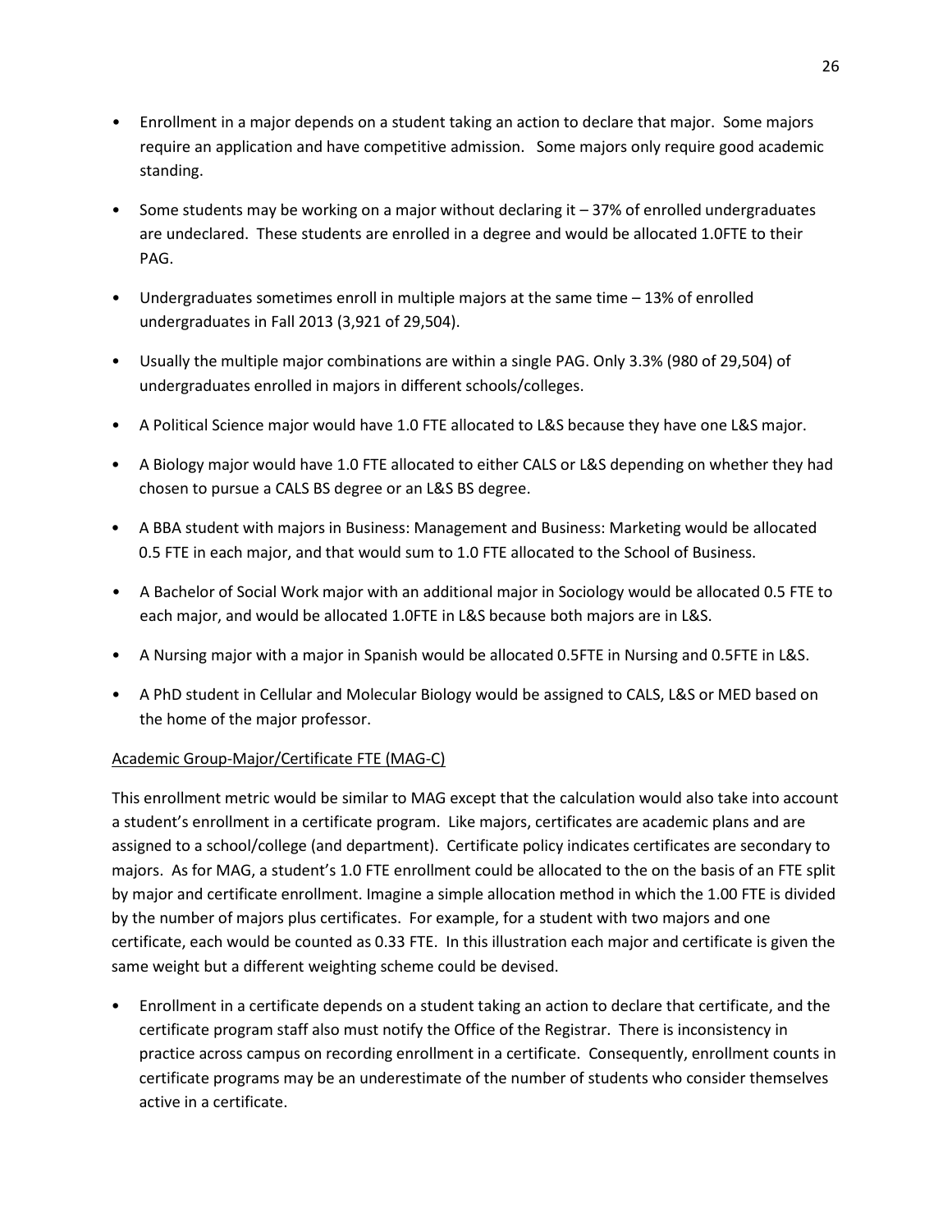- Enrollment in a major depends on a student taking an action to declare that major. Some majors require an application and have competitive admission. Some majors only require good academic standing.
- Some students may be working on a major without declaring it – 37% of enrolled undergraduates are undeclared. These students are enrolled in a degree and would be allocated 1.0FTE to their PAG.
- Undergraduates sometimes enroll in multiple majors at the same time – 13% of enrolled undergraduates in Fall 2013 (3,921 of 29,504).
- Usually the multiple major combinations are within a single PAG. Only 3.3% (980 of 29,504) of undergraduates enrolled in majors in different schools/colleges.
- A Political Science major would have 1.0 FTE allocated to L&S because they have one L&S major.
- A Biology major would have 1.0 FTE allocated to either CALS or L&S depending on whether they had chosen to pursue a CALS BS degree or an L&S BS degree.
- A BBA student with majors in Business: Management and Business: Marketing would be allocated 0.5 FTE in each major, and that would sum to 1.0 FTE allocated to the School of Business.
- A Bachelor of Social Work major with an additional major in Sociology would be allocated 0.5 FTE to each major, and would be allocated 1.0FTE in L&S because both majors are in L&S.
- A Nursing major with a major in Spanish would be allocated 0.5FTE in Nursing and 0.5FTE in L&S.
- A PhD student in Cellular and Molecular Biology would be assigned to CALS, L&S or MED based on the home of the major professor.

<u>Academic Group-Major/Certificate FTE (MAG-C)</u>

This enrollment metric would be similar to MAG except that the calculation would also take into account a student's enrollment in a certificate program. Like majors, certificates are academic plans and are assigned to a school/college (and department). Certificate policy indicates certificates are secondary to majors. As for MAG, a student's 1.0 FTE enrollment could be allocated to the on the basis of an FTE split by major and certificate enrollment. Imagine a simple allocation method in which the 1.00 FTE is divided by the number of majors plus certificates. For example, for a student with two majors and one certificate, each would be counted as 0.33 FTE. In this illustration each major and certificate is given the same weight but a different weighting scheme could be devised.

- Enrollment in a certificate depends on a student taking an action to declare that certificate, and the certificate program staff also must notify the Office of the Registrar. There is inconsistency in practice across campus on recording enrollment in a certificate. Consequently, enrollment counts in certificate programs may be an underestimate of the number of students who consider themselves active in a certificate.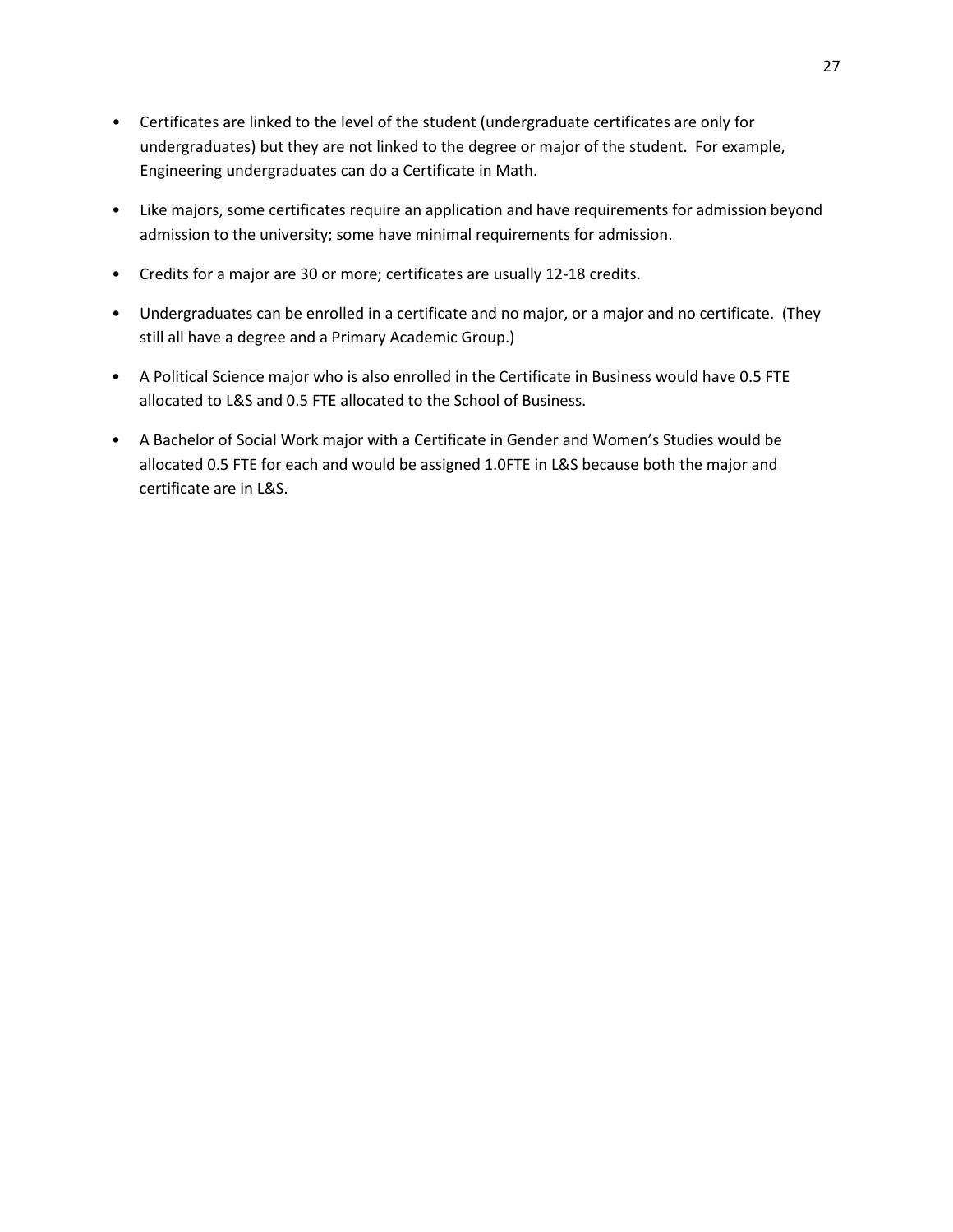- Certificates are linked to the level of the student (undergraduate certificates are only for undergraduates) but they are not linked to the degree or major of the student. For example, Engineering undergraduates can do a Certificate in Math.
- Like majors, some certificates require an application and have requirements for admission beyond admission to the university; some have minimal requirements for admission.
- Credits for a major are 30 or more; certificates are usually 12-18 credits.
- Undergraduates can be enrolled in a certificate and no major, or a major and no certificate. (They still all have a degree and a Primary Academic Group.)
- A Political Science major who is also enrolled in the Certificate in Business would have 0.5 FTE allocated to L&S and 0.5 FTE allocated to the School of Business.
- A Bachelor of Social Work major with a Certificate in Gender and Women's Studies would be allocated 0.5 FTE for each and would be assigned 1.0FTE in L&S because both the major and certificate are in L&S.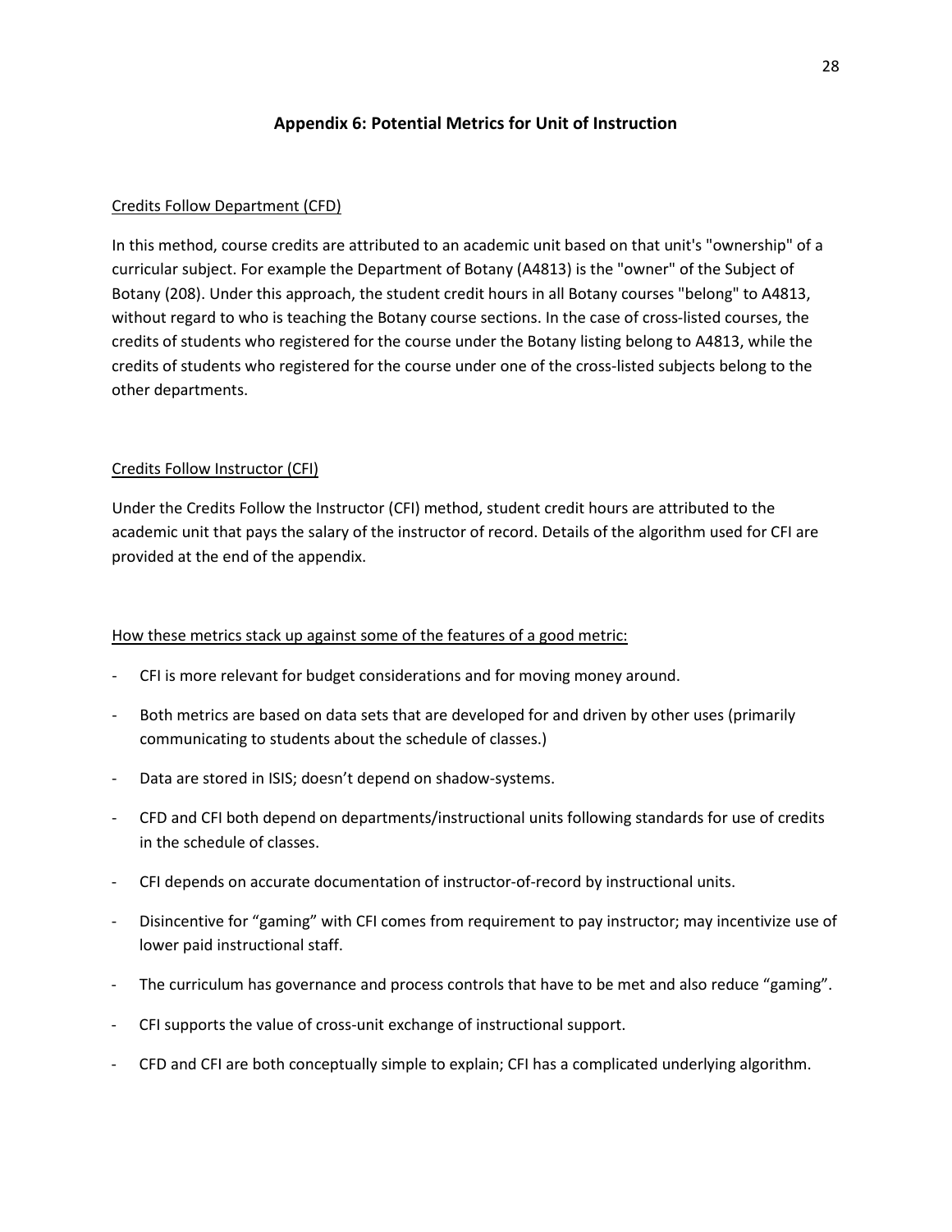## Appendix 6: Potential Metrics for Unit of Instruction

<u>Credits Follow Department (CFD)</u>

In this method, course credits are attributed to an academic unit based on that unit's "ownership" of a curricular subject. For example the Department of Botany (A4813) is the "owner" of the Subject of Botany (208). Under this approach, the student credit hours in all Botany courses "belong" to A4813, without regard to who is teaching the Botany course sections. In the case of cross-listed courses, the credits of students who registered for the course under the Botany listing belong to A4813, while the credits of students who registered for the course under one of the cross-listed subjects belong to the other departments.

<u>Credits Follow Instructor (CFI)</u>

Under the Credits Follow the Instructor (CFI) method, student credit hours are attributed to the academic unit that pays the salary of the instructor of record. Details of the algorithm used for CFI are provided at the end of the appendix.

<u>How these metrics stack up against some of the features of a good metric:</u>

- CFI is more relevant for budget considerations and for moving money around.
- Both metrics are based on data sets that are developed for and driven by other uses (primarily communicating to students about the schedule of classes.)
- Data are stored in ISIS; doesn't depend on shadow-systems.
- CFD and CFI both depend on departments/instructional units following standards for use of credits in the schedule of classes.
- CFI depends on accurate documentation of instructor-of-record by instructional units.
- Disincentive for "gaming" with CFI comes from requirement to pay instructor; may incentivize use of lower paid instructional staff.
- The curriculum has governance and process controls that have to be met and also reduce "gaming".
- CFI supports the value of cross-unit exchange of instructional support.
- CFD and CFI are both conceptually simple to explain; CFI has a complicated underlying algorithm.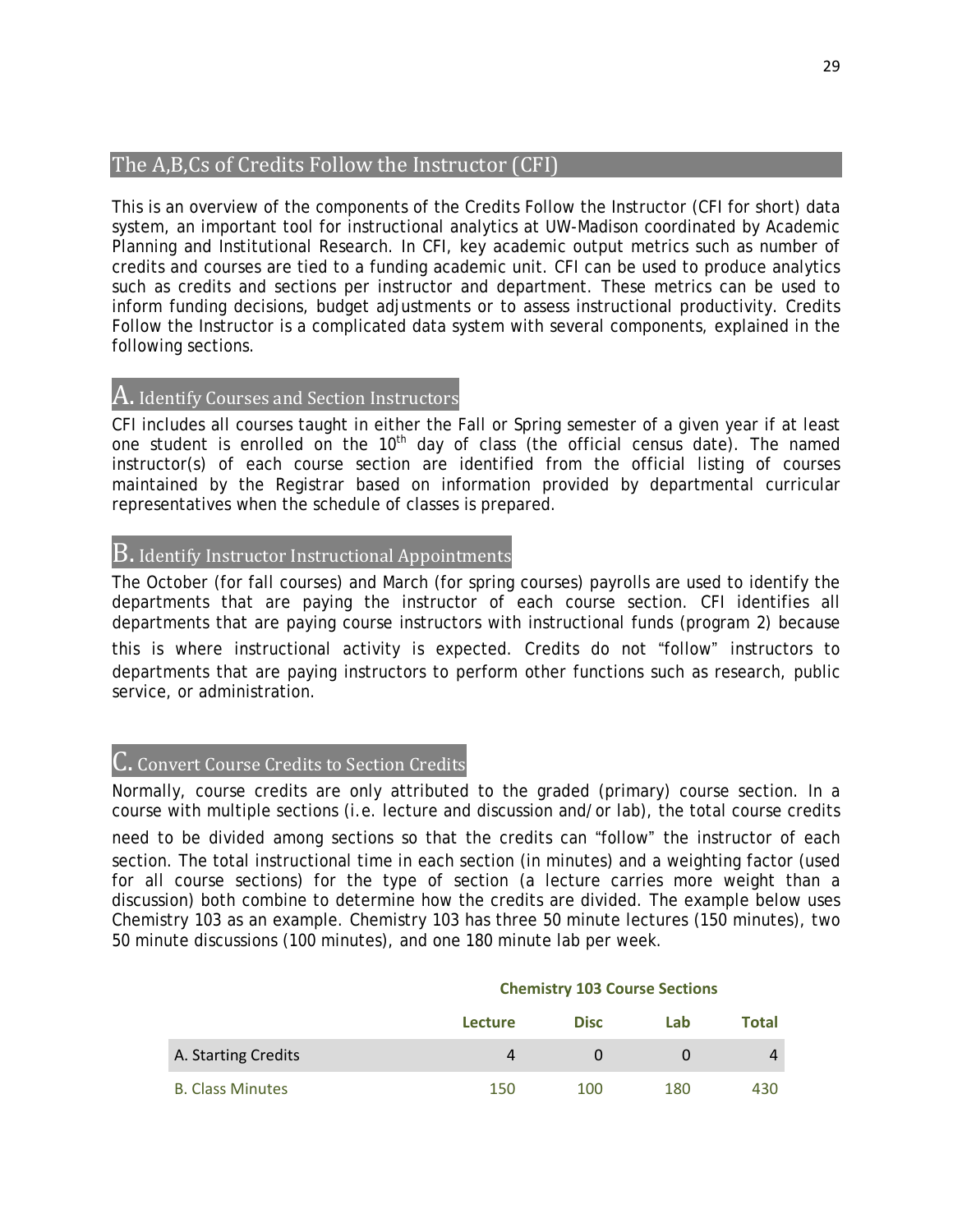## The A,B,Cs of Credits Follow the Instructor (CFI)

This is an overview of the components of the Credits Follow the Instructor (CFI for short) data system, an important tool for instructional analytics at UW-Madison coordinated by Academic Planning and Institutional Research. In CFI, key academic output metrics such as number of credits and courses are tied to a funding academic unit. CFI can be used to produce analytics such as credits and sections per instructor and department. These metrics can be used to inform funding decisions, budget adjustments or to assess instructional productivity. Credits Follow the Instructor is a complicated data system with several components, explained in the following sections.

### A. Identify Courses and Section Instructors

CFI includes all courses taught in either the Fall or Spring semester of a given year if at least one student is enrolled on the 10th day of class (the official census date). The named instructor(s) of each course section are identified from the official listing of courses maintained by the Registrar based on information provided by departmental curricular representatives when the schedule of classes is prepared.

### B. Identify Instructor Instructional Appointments

The October (for fall courses) and March (for spring courses) payrolls are used to identify the departments that are paying the instructor of each course section. CFI identifies all departments that are paying course instructors with instructional funds (program 2) because this is where instructional activity is expected. Credits do not "follow" instructors to departments that are paying instructors to perform other functions such as research, public service, or administration.

### C. Convert Course Credits to Section Credits

Normally, course credits are only attributed to the graded (primary) course section. In a course with multiple sections (i.e. lecture and discussion and/or lab), the total course credits need to be divided among sections so that the credits can "follow" the instructor of each section. The total instructional time in each section (in minutes) and a weighting factor (used for all course sections) for the type of section (a lecture carries more weight than a discussion) both combine to determine how the credits are divided. The example below uses Chemistry 103 as an example. Chemistry 103 has three 50 minute lectures (150 minutes), two 50 minute discussions (100 minutes), and one 180 minute lab per week.

**Chemistry 103 Course Sections**

| | Lecture | Disc | Lab | Total |
|---|---|---|---|---|
| A. Starting Credits | 4 | 0 | 0 | 4 |
| B. Class Minutes | 150 | 100 | 180 | 430 |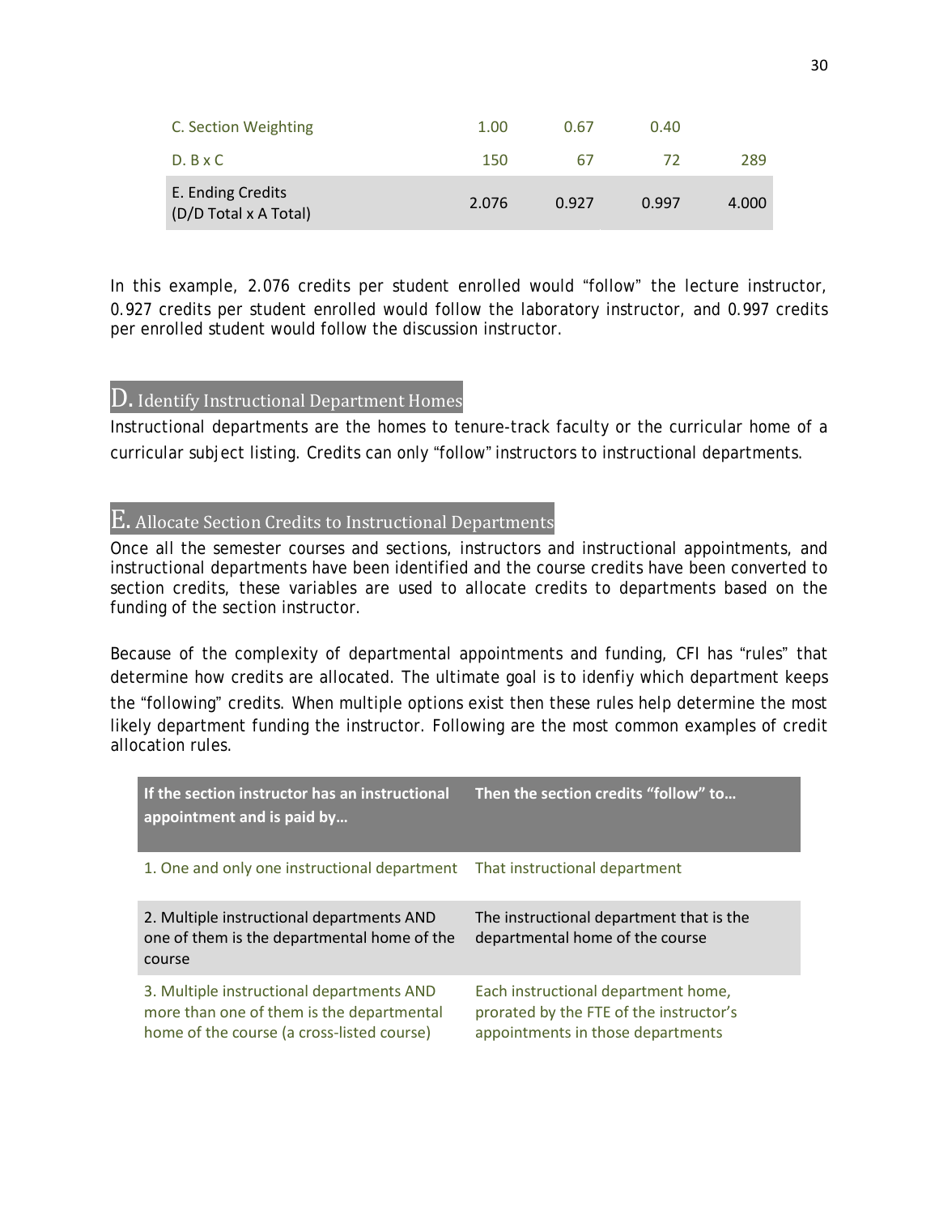| | | | | |
|---|---|---|---|---|
| C. Section Weighting | 1.00 | 0.67 | 0.40 | |
| D. B x C | 150 | 67 | 72 | 289 |
| E. Ending Credits (D/D Total x A Total) | 2.076 | 0.927 | 0.997 | 4.000 |

In this example, 2.076 credits per student enrolled would "follow" the lecture instructor, 0.927 credits per student enrolled would follow the laboratory instructor, and 0.997 credits per enrolled student would follow the discussion instructor.

## D. Identify Instructional Department Homes

Instructional departments are the homes to tenure-track faculty or the curricular home of a curricular subject listing. Credits can only "follow" instructors to instructional departments.

## E. Allocate Section Credits to Instructional Departments

Once all the semester courses and sections, instructors and instructional appointments, and instructional departments have been identified and the course credits have been converted to section credits, these variables are used to allocate credits to departments based on the funding of the section instructor.

Because of the complexity of departmental appointments and funding, CFI has "rules" that determine how credits are allocated. The ultimate goal is to idenfiy which department keeps the "following" credits. When multiple options exist then these rules help determine the most likely department funding the instructor. Following are the most common examples of credit allocation rules.

| If the section instructor has an instructional appointment and is paid by… | Then the section credits "follow" to… |
|---|---|
| 1. One and only one instructional department | That instructional department |
| 2. Multiple instructional departments AND one of them is the departmental home of the course | The instructional department that is the departmental home of the course |
| 3. Multiple instructional departments AND more than one of them is the departmental home of the course (a cross-listed course) | Each instructional department home, prorated by the FTE of the instructor's appointments in those departments |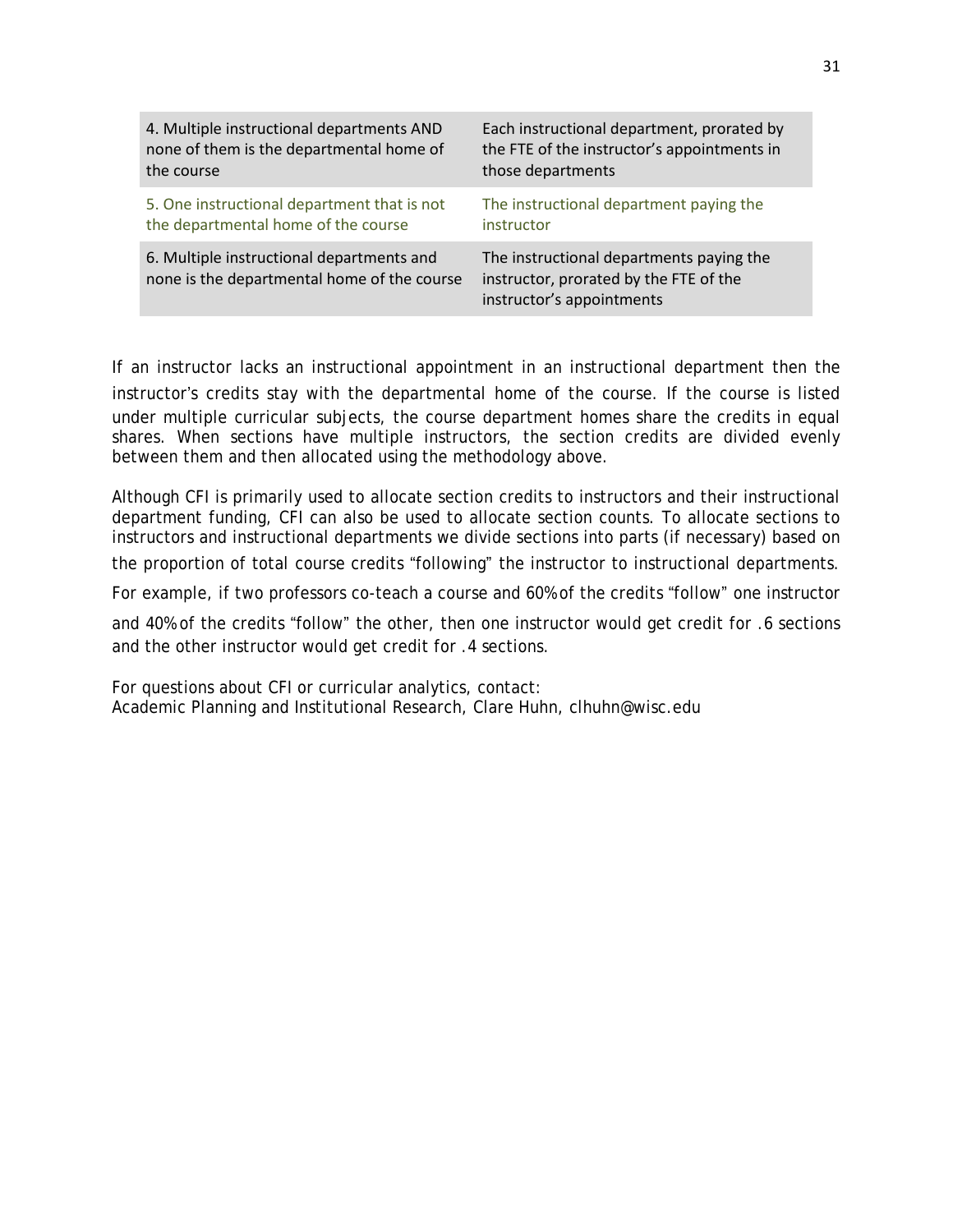| | |
|---|---|
| 4. Multiple instructional departments AND none of them is the departmental home of the course | Each instructional department, prorated by the FTE of the instructor's appointments in those departments |
| 5. One instructional department that is not the departmental home of the course | The instructional department paying the instructor |
| 6. Multiple instructional departments and none is the departmental home of the course | The instructional departments paying the instructor, prorated by the FTE of the instructor's appointments |

If an instructor lacks an instructional appointment in an instructional department then the instructor's credits stay with the departmental home of the course. If the course is listed under multiple curricular subjects, the course department homes share the credits in equal shares. When sections have multiple instructors, the section credits are divided evenly between them and then allocated using the methodology above.

Although CFI is primarily used to allocate section credits to instructors and their instructional department funding, CFI can also be used to allocate section counts. To allocate sections to instructors and instructional departments we divide sections into parts (if necessary) based on the proportion of total course credits "following" the instructor to instructional departments. For example, if two professors co-teach a course and 60% of the credits "follow" one instructor and 40% of the credits "follow" the other, then one instructor would get credit for .6 sections and the other instructor would get credit for .4 sections.

For questions about CFI or curricular analytics, contact:
Academic Planning and Institutional Research, Clare Huhn, clhuhn@wisc.edu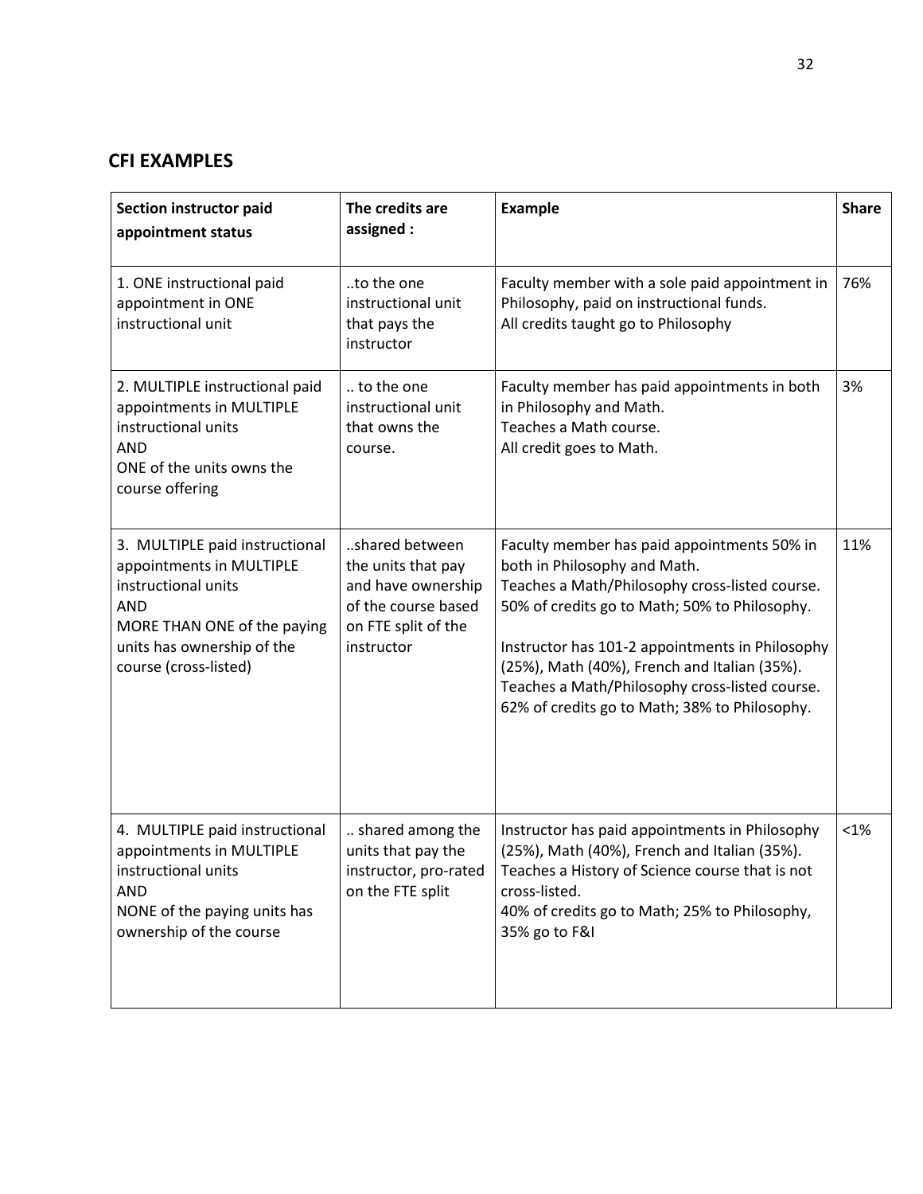## CFI EXAMPLES

| Section instructor paid appointment status | The credits are assigned : | Example | Share |
|---|---|---|---|
| 1. ONE instructional paid appointment in ONE instructional unit | ..to the one instructional unit that pays the instructor | Faculty member with a sole paid appointment in Philosophy, paid on instructional funds.<br>All credits taught go to Philosophy | 76% |
| 2. MULTIPLE instructional paid appointments in MULTIPLE instructional units<br>AND<br>ONE of the units owns the course offering | .. to the one instructional unit that owns the course. | Faculty member has paid appointments in both in Philosophy and Math.<br>Teaches a Math course.<br>All credit goes to Math. | 3% |
| 3. MULTIPLE paid instructional appointments in MULTIPLE instructional units<br>AND<br>MORE THAN ONE of the paying units has ownership of the course (cross-listed) | ..shared between the units that pay and have ownership of the course based on FTE split of the instructor | Faculty member has paid appointments 50% in both in Philosophy and Math.<br>Teaches a Math/Philosophy cross-listed course.<br>50% of credits go to Math; 50% to Philosophy.<br><br>Instructor has 101-2 appointments in Philosophy (25%), Math (40%), French and Italian (35%).<br>Teaches a Math/Philosophy cross-listed course.<br>62% of credits go to Math; 38% to Philosophy. | 11% |
| 4. MULTIPLE paid instructional appointments in MULTIPLE instructional units<br>AND<br>NONE of the paying units has ownership of the course | .. shared among the units that pay the instructor, pro-rated on the FTE split | Instructor has paid appointments in Philosophy (25%), Math (40%), French and Italian (35%).<br>Teaches a History of Science course that is not cross-listed.<br>40% of credits go to Math; 25% to Philosophy, 35% go to F&I | <1% |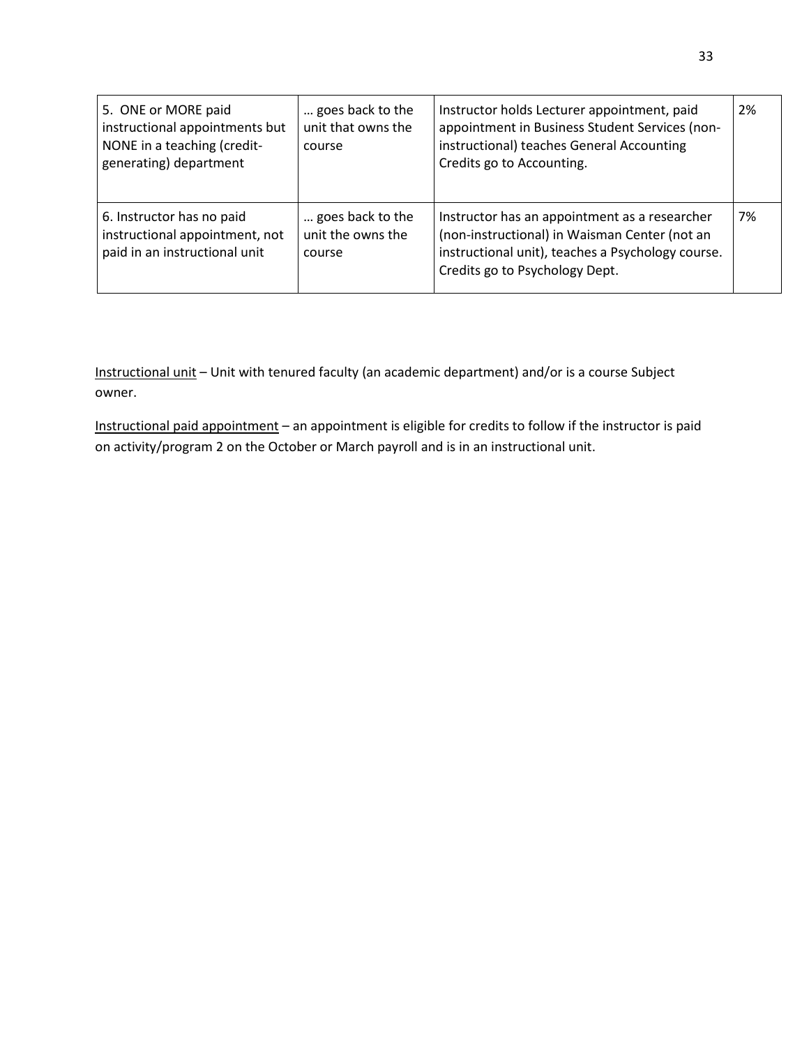| 5. ONE or MORE paid instructional appointments but NONE in a teaching (credit-generating) department | … goes back to the unit that owns the course | Instructor holds Lecturer appointment, paid appointment in Business Student Services (non-instructional) teaches General Accounting Credits go to Accounting. | 2% |
|---|---|---|---|
| 6. Instructor has no paid instructional appointment, not paid in an instructional unit | … goes back to the unit the owns the course | Instructor has an appointment as a researcher (non-instructional) in Waisman Center (not an instructional unit), teaches a Psychology course. Credits go to Psychology Dept. | 7% |

Instructional unit – Unit with tenured faculty (an academic department) and/or is a course Subject owner.

Instructional paid appointment – an appointment is eligible for credits to follow if the instructor is paid on activity/program 2 on the October or March payroll and is in an instructional unit.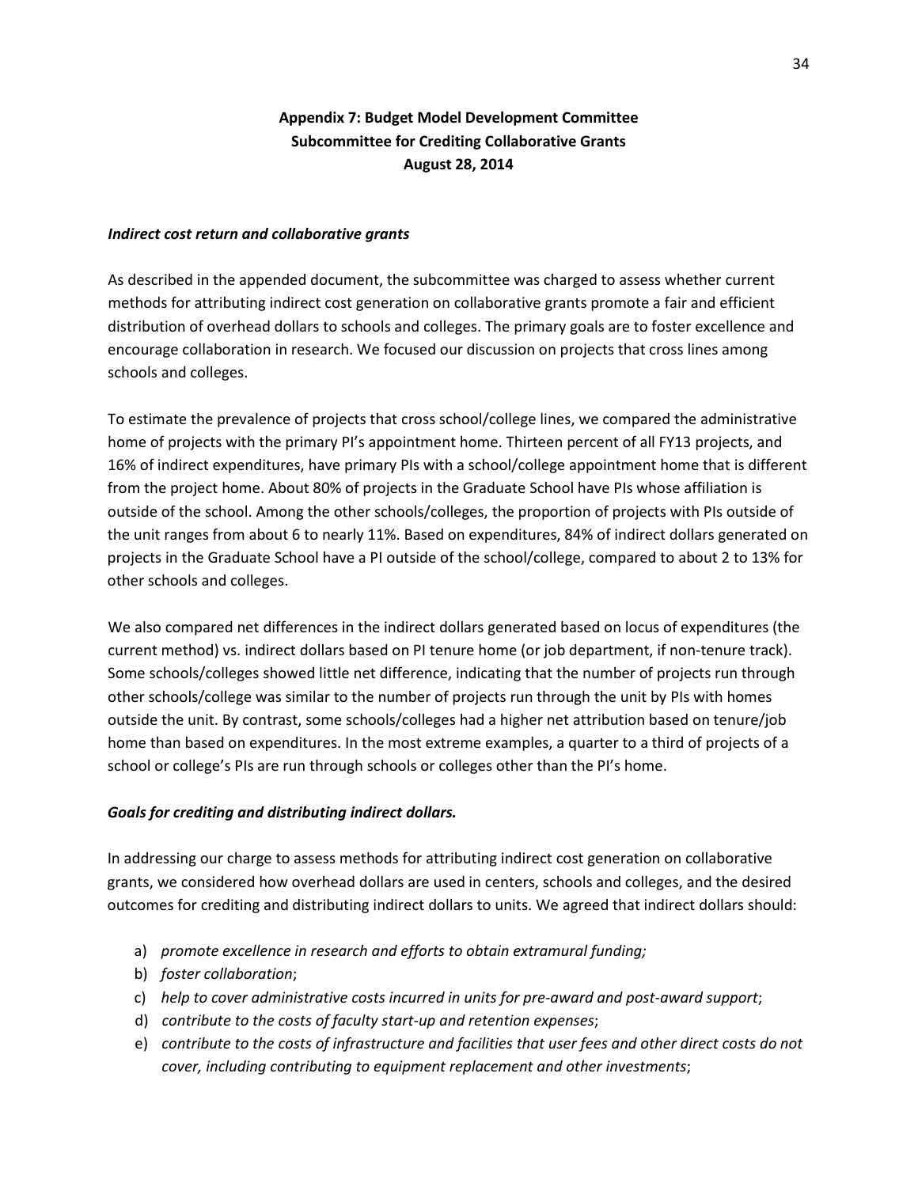## Appendix 7: Budget Model Development Committee
## Subcommittee for Crediting Collaborative Grants
## August 28, 2014

***Indirect cost return and collaborative grants***

As described in the appended document, the subcommittee was charged to assess whether current methods for attributing indirect cost generation on collaborative grants promote a fair and efficient distribution of overhead dollars to schools and colleges. The primary goals are to foster excellence and encourage collaboration in research. We focused our discussion on projects that cross lines among schools and colleges.

To estimate the prevalence of projects that cross school/college lines, we compared the administrative home of projects with the primary PI's appointment home. Thirteen percent of all FY13 projects, and 16% of indirect expenditures, have primary PIs with a school/college appointment home that is different from the project home. About 80% of projects in the Graduate School have PIs whose affiliation is outside of the school. Among the other schools/colleges, the proportion of projects with PIs outside of the unit ranges from about 6 to nearly 11%. Based on expenditures, 84% of indirect dollars generated on projects in the Graduate School have a PI outside of the school/college, compared to about 2 to 13% for other schools and colleges.

We also compared net differences in the indirect dollars generated based on locus of expenditures (the current method) vs. indirect dollars based on PI tenure home (or job department, if non-tenure track). Some schools/colleges showed little net difference, indicating that the number of projects run through other schools/college was similar to the number of projects run through the unit by PIs with homes outside the unit. By contrast, some schools/colleges had a higher net attribution based on tenure/job home than based on expenditures. In the most extreme examples, a quarter to a third of projects of a school or college's PIs are run through schools or colleges other than the PI's home.

***Goals for crediting and distributing indirect dollars.***

In addressing our charge to assess methods for attributing indirect cost generation on collaborative grants, we considered how overhead dollars are used in centers, schools and colleges, and the desired outcomes for crediting and distributing indirect dollars to units. We agreed that indirect dollars should:

a) *promote excellence in research and efforts to obtain extramural funding;*
b) *foster collaboration*;
c) *help to cover administrative costs incurred in units for pre-award and post-award support*;
d) *contribute to the costs of faculty start-up and retention expenses*;
e) *contribute to the costs of infrastructure and facilities that user fees and other direct costs do not cover, including contributing to equipment replacement and other investments*;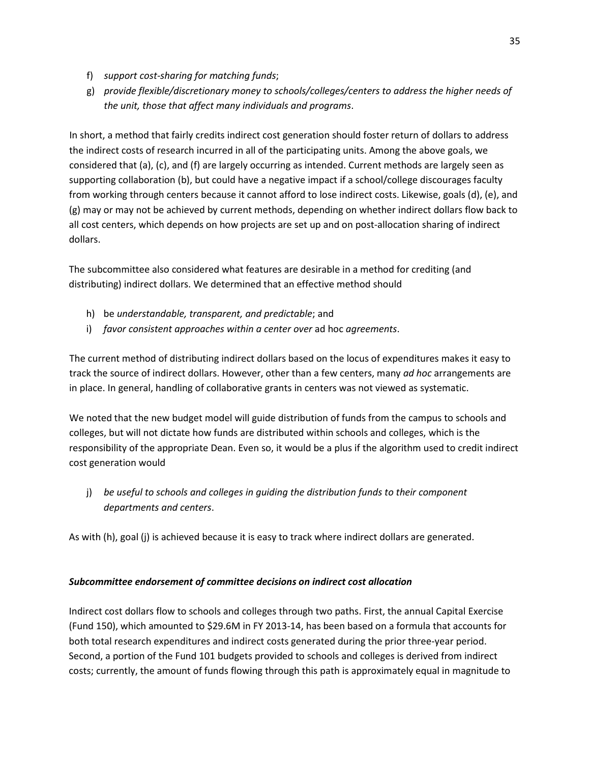f) *support cost-sharing for matching funds*;
g) *provide flexible/discretionary money to schools/colleges/centers to address the higher needs of the unit, those that affect many individuals and programs*.

In short, a method that fairly credits indirect cost generation should foster return of dollars to address the indirect costs of research incurred in all of the participating units. Among the above goals, we considered that (a), (c), and (f) are largely occurring as intended. Current methods are largely seen as supporting collaboration (b), but could have a negative impact if a school/college discourages faculty from working through centers because it cannot afford to lose indirect costs. Likewise, goals (d), (e), and (g) may or may not be achieved by current methods, depending on whether indirect dollars flow back to all cost centers, which depends on how projects are set up and on post-allocation sharing of indirect dollars.

The subcommittee also considered what features are desirable in a method for crediting (and distributing) indirect dollars. We determined that an effective method should

h) be *understandable, transparent, and predictable*; and
i) *favor consistent approaches within a center over* ad hoc *agreements*.

The current method of distributing indirect dollars based on the locus of expenditures makes it easy to track the source of indirect dollars. However, other than a few centers, many *ad hoc* arrangements are in place. In general, handling of collaborative grants in centers was not viewed as systematic.

We noted that the new budget model will guide distribution of funds from the campus to schools and colleges, but will not dictate how funds are distributed within schools and colleges, which is the responsibility of the appropriate Dean. Even so, it would be a plus if the algorithm used to credit indirect cost generation would

j) *be useful to schools and colleges in guiding the distribution funds to their component departments and centers*.

As with (h), goal (j) is achieved because it is easy to track where indirect dollars are generated.

### ***Subcommittee endorsement of committee decisions on indirect cost allocation***

Indirect cost dollars flow to schools and colleges through two paths. First, the annual Capital Exercise (Fund 150), which amounted to $29.6M in FY 2013-14, has been based on a formula that accounts for both total research expenditures and indirect costs generated during the prior three-year period. Second, a portion of the Fund 101 budgets provided to schools and colleges is derived from indirect costs; currently, the amount of funds flowing through this path is approximately equal in magnitude to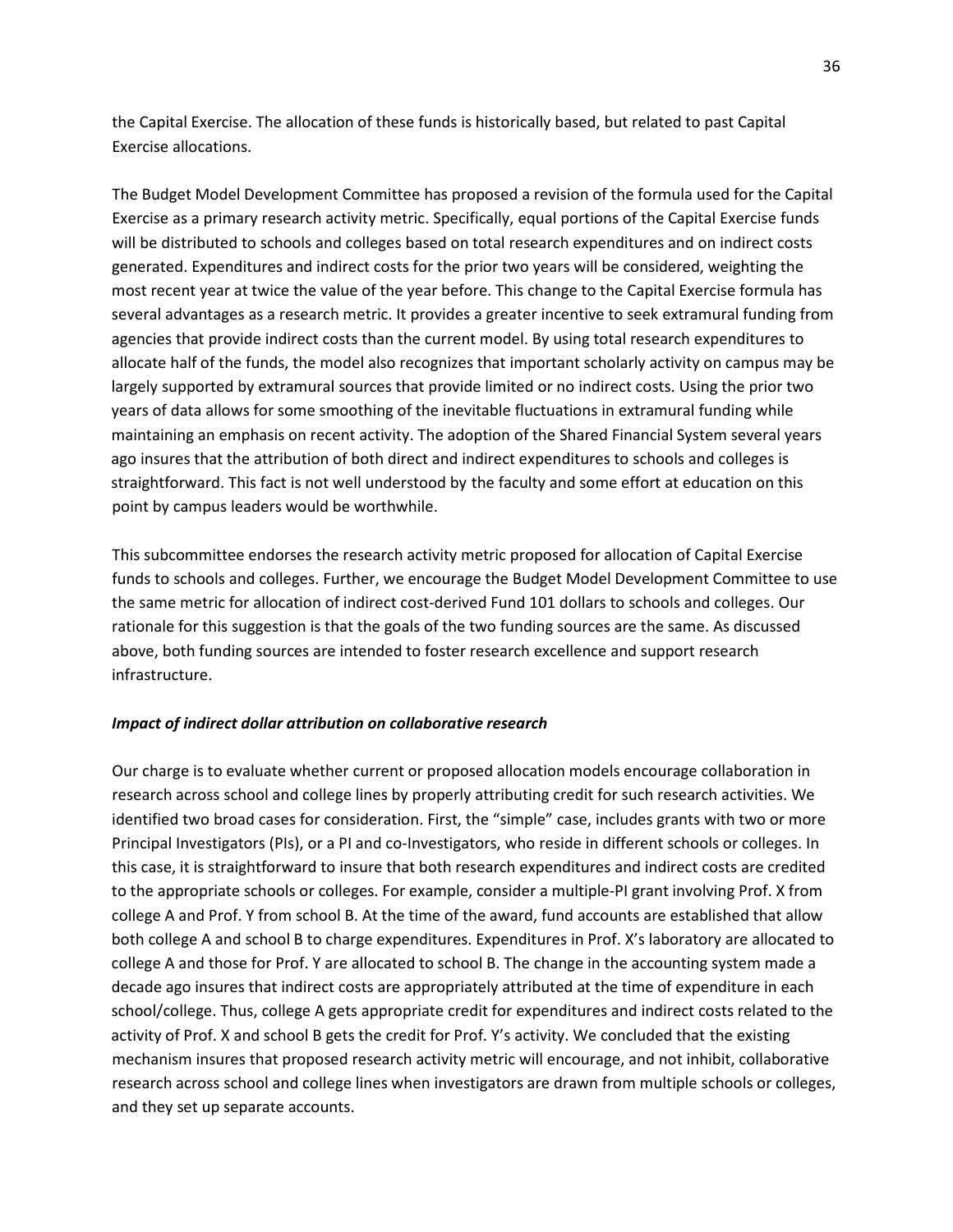the Capital Exercise. The allocation of these funds is historically based, but related to past Capital Exercise allocations.

The Budget Model Development Committee has proposed a revision of the formula used for the Capital Exercise as a primary research activity metric. Specifically, equal portions of the Capital Exercise funds will be distributed to schools and colleges based on total research expenditures and on indirect costs generated. Expenditures and indirect costs for the prior two years will be considered, weighting the most recent year at twice the value of the year before. This change to the Capital Exercise formula has several advantages as a research metric. It provides a greater incentive to seek extramural funding from agencies that provide indirect costs than the current model. By using total research expenditures to allocate half of the funds, the model also recognizes that important scholarly activity on campus may be largely supported by extramural sources that provide limited or no indirect costs. Using the prior two years of data allows for some smoothing of the inevitable fluctuations in extramural funding while maintaining an emphasis on recent activity. The adoption of the Shared Financial System several years ago insures that the attribution of both direct and indirect expenditures to schools and colleges is straightforward. This fact is not well understood by the faculty and some effort at education on this point by campus leaders would be worthwhile.

This subcommittee endorses the research activity metric proposed for allocation of Capital Exercise funds to schools and colleges. Further, we encourage the Budget Model Development Committee to use the same metric for allocation of indirect cost-derived Fund 101 dollars to schools and colleges. Our rationale for this suggestion is that the goals of the two funding sources are the same. As discussed above, both funding sources are intended to foster research excellence and support research infrastructure.

***Impact of indirect dollar attribution on collaborative research***

Our charge is to evaluate whether current or proposed allocation models encourage collaboration in research across school and college lines by properly attributing credit for such research activities. We identified two broad cases for consideration. First, the "simple" case, includes grants with two or more Principal Investigators (PIs), or a PI and co-Investigators, who reside in different schools or colleges. In this case, it is straightforward to insure that both research expenditures and indirect costs are credited to the appropriate schools or colleges. For example, consider a multiple-PI grant involving Prof. X from college A and Prof. Y from school B. At the time of the award, fund accounts are established that allow both college A and school B to charge expenditures. Expenditures in Prof. X's laboratory are allocated to college A and those for Prof. Y are allocated to school B. The change in the accounting system made a decade ago insures that indirect costs are appropriately attributed at the time of expenditure in each school/college. Thus, college A gets appropriate credit for expenditures and indirect costs related to the activity of Prof. X and school B gets the credit for Prof. Y's activity. We concluded that the existing mechanism insures that proposed research activity metric will encourage, and not inhibit, collaborative research across school and college lines when investigators are drawn from multiple schools or colleges, and they set up separate accounts.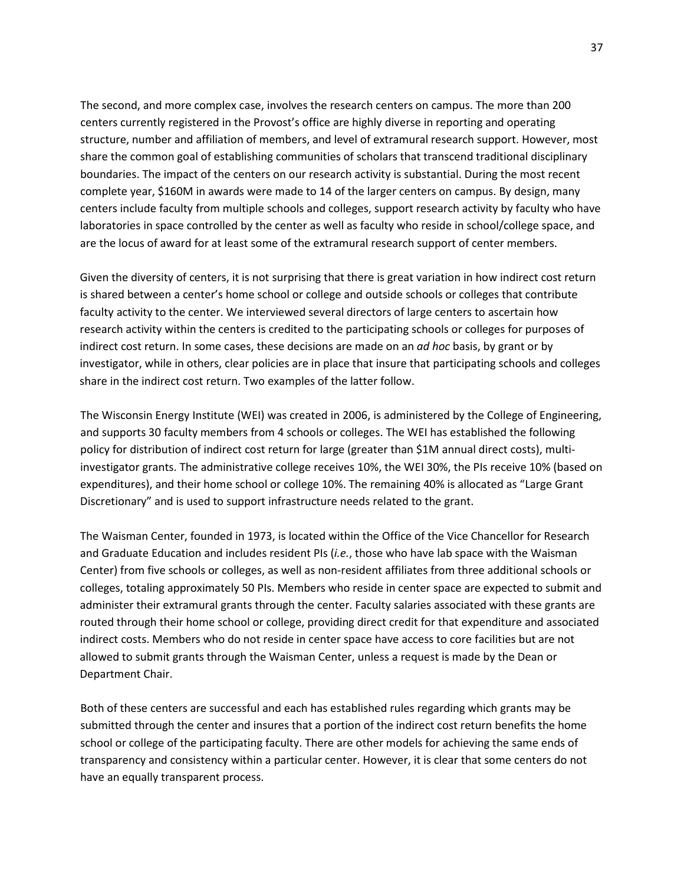The second, and more complex case, involves the research centers on campus. The more than 200 centers currently registered in the Provost's office are highly diverse in reporting and operating structure, number and affiliation of members, and level of extramural research support. However, most share the common goal of establishing communities of scholars that transcend traditional disciplinary boundaries. The impact of the centers on our research activity is substantial. During the most recent complete year, $160M in awards were made to 14 of the larger centers on campus. By design, many centers include faculty from multiple schools and colleges, support research activity by faculty who have laboratories in space controlled by the center as well as faculty who reside in school/college space, and are the locus of award for at least some of the extramural research support of center members.

Given the diversity of centers, it is not surprising that there is great variation in how indirect cost return is shared between a center's home school or college and outside schools or colleges that contribute faculty activity to the center. We interviewed several directors of large centers to ascertain how research activity within the centers is credited to the participating schools or colleges for purposes of indirect cost return. In some cases, these decisions are made on an *ad hoc* basis, by grant or by investigator, while in others, clear policies are in place that insure that participating schools and colleges share in the indirect cost return. Two examples of the latter follow.

The Wisconsin Energy Institute (WEI) was created in 2006, is administered by the College of Engineering, and supports 30 faculty members from 4 schools or colleges. The WEI has established the following policy for distribution of indirect cost return for large (greater than $1M annual direct costs), multi-investigator grants. The administrative college receives 10%, the WEI 30%, the PIs receive 10% (based on expenditures), and their home school or college 10%. The remaining 40% is allocated as "Large Grant Discretionary" and is used to support infrastructure needs related to the grant.

The Waisman Center, founded in 1973, is located within the Office of the Vice Chancellor for Research and Graduate Education and includes resident PIs (*i.e.*, those who have lab space with the Waisman Center) from five schools or colleges, as well as non-resident affiliates from three additional schools or colleges, totaling approximately 50 PIs. Members who reside in center space are expected to submit and administer their extramural grants through the center. Faculty salaries associated with these grants are routed through their home school or college, providing direct credit for that expenditure and associated indirect costs. Members who do not reside in center space have access to core facilities but are not allowed to submit grants through the Waisman Center, unless a request is made by the Dean or Department Chair.

Both of these centers are successful and each has established rules regarding which grants may be submitted through the center and insures that a portion of the indirect cost return benefits the home school or college of the participating faculty. There are other models for achieving the same ends of transparency and consistency within a particular center. However, it is clear that some centers do not have an equally transparent process.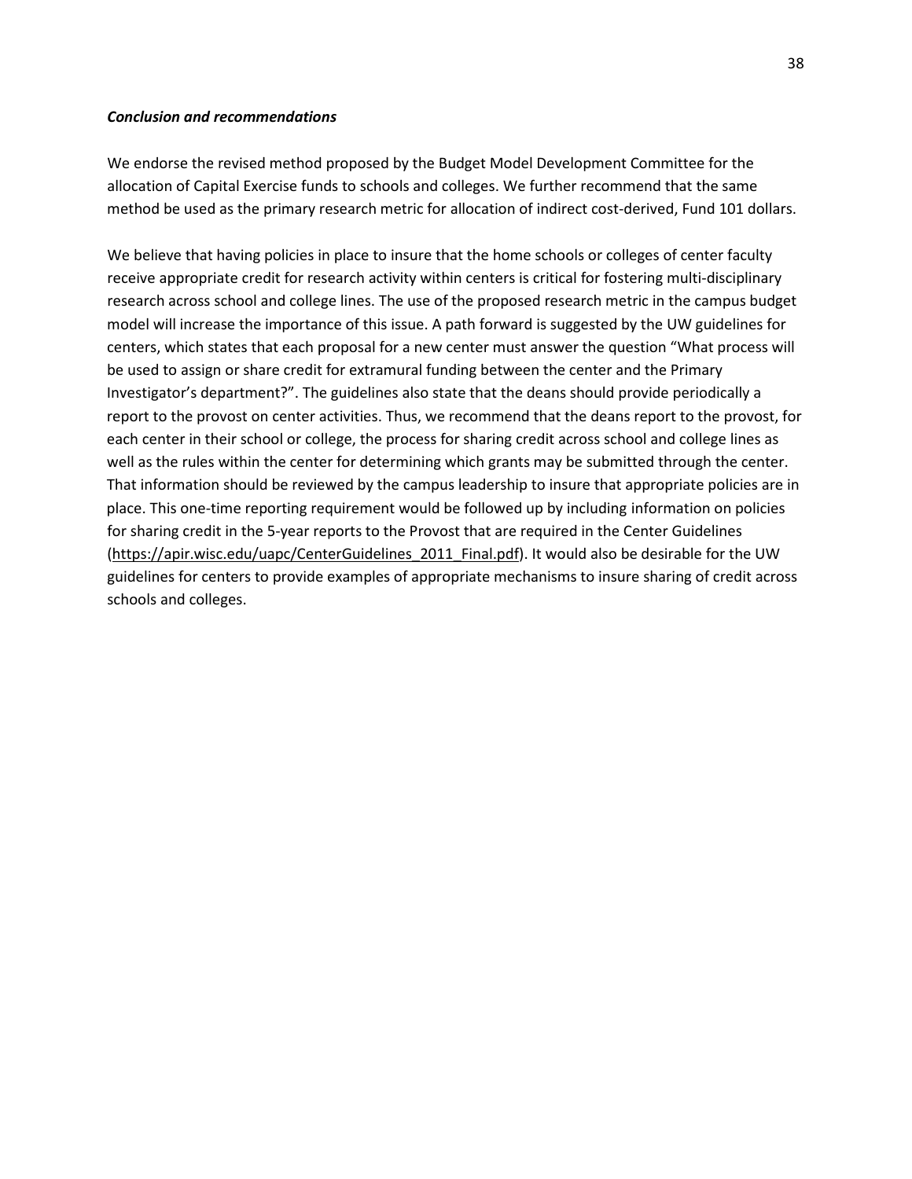***Conclusion and recommendations***

We endorse the revised method proposed by the Budget Model Development Committee for the allocation of Capital Exercise funds to schools and colleges. We further recommend that the same method be used as the primary research metric for allocation of indirect cost-derived, Fund 101 dollars.

We believe that having policies in place to insure that the home schools or colleges of center faculty receive appropriate credit for research activity within centers is critical for fostering multi-disciplinary research across school and college lines. The use of the proposed research metric in the campus budget model will increase the importance of this issue. A path forward is suggested by the UW guidelines for centers, which states that each proposal for a new center must answer the question "What process will be used to assign or share credit for extramural funding between the center and the Primary Investigator's department?". The guidelines also state that the deans should provide periodically a report to the provost on center activities. Thus, we recommend that the deans report to the provost, for each center in their school or college, the process for sharing credit across school and college lines as well as the rules within the center for determining which grants may be submitted through the center. That information should be reviewed by the campus leadership to insure that appropriate policies are in place. This one-time reporting requirement would be followed up by including information on policies for sharing credit in the 5-year reports to the Provost that are required in the Center Guidelines (https://apir.wisc.edu/uapc/CenterGuidelines_2011_Final.pdf). It would also be desirable for the UW guidelines for centers to provide examples of appropriate mechanisms to insure sharing of credit across schools and colleges.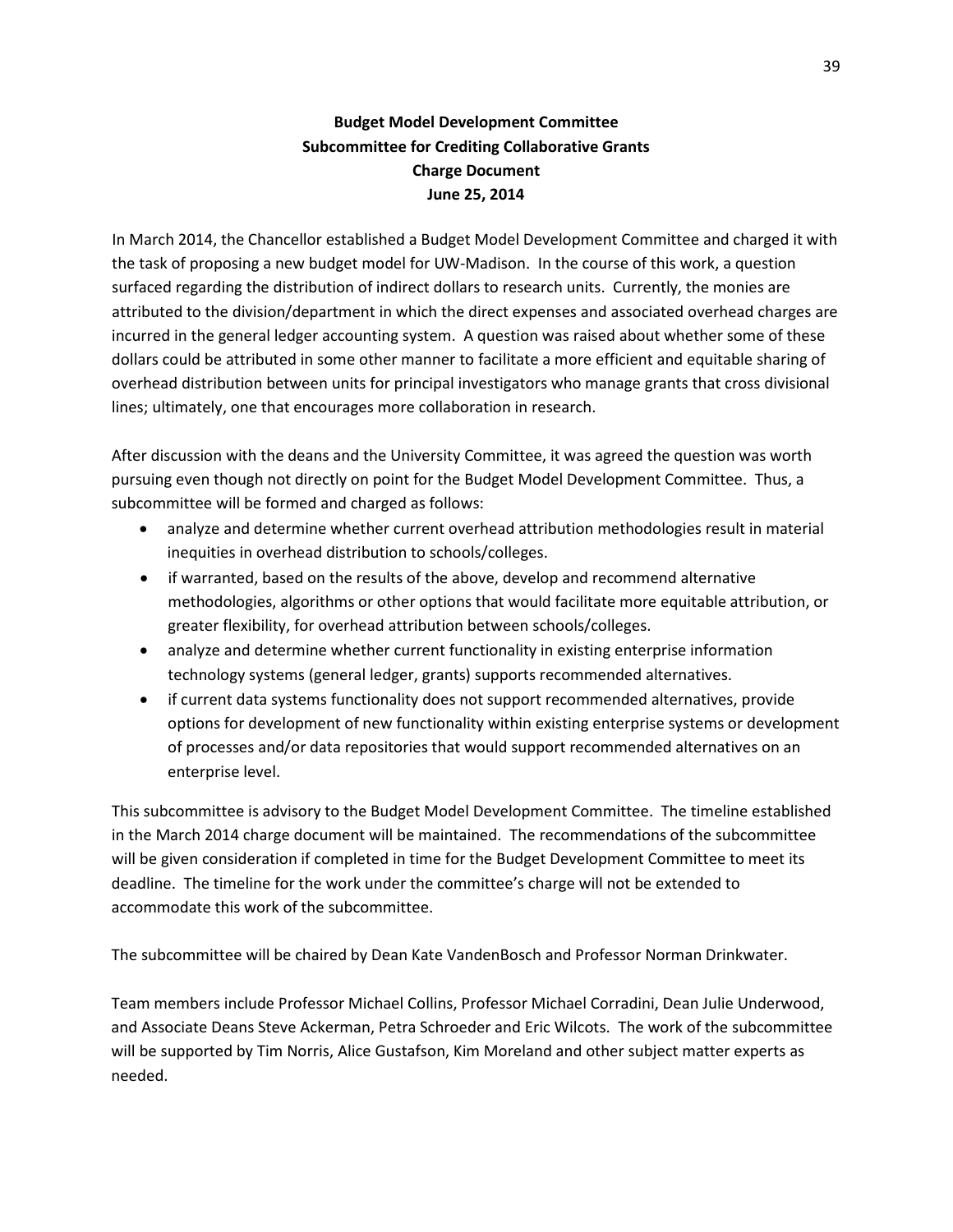**Budget Model Development Committee**
**Subcommittee for Crediting Collaborative Grants**
**Charge Document**
**June 25, 2014**

In March 2014, the Chancellor established a Budget Model Development Committee and charged it with the task of proposing a new budget model for UW-Madison. In the course of this work, a question surfaced regarding the distribution of indirect dollars to research units. Currently, the monies are attributed to the division/department in which the direct expenses and associated overhead charges are incurred in the general ledger accounting system. A question was raised about whether some of these dollars could be attributed in some other manner to facilitate a more efficient and equitable sharing of overhead distribution between units for principal investigators who manage grants that cross divisional lines; ultimately, one that encourages more collaboration in research.

After discussion with the deans and the University Committee, it was agreed the question was worth pursuing even though not directly on point for the Budget Model Development Committee. Thus, a subcommittee will be formed and charged as follows:

- analyze and determine whether current overhead attribution methodologies result in material inequities in overhead distribution to schools/colleges.
- if warranted, based on the results of the above, develop and recommend alternative methodologies, algorithms or other options that would facilitate more equitable attribution, or greater flexibility, for overhead attribution between schools/colleges.
- analyze and determine whether current functionality in existing enterprise information technology systems (general ledger, grants) supports recommended alternatives.
- if current data systems functionality does not support recommended alternatives, provide options for development of new functionality within existing enterprise systems or development of processes and/or data repositories that would support recommended alternatives on an enterprise level.

This subcommittee is advisory to the Budget Model Development Committee. The timeline established in the March 2014 charge document will be maintained. The recommendations of the subcommittee will be given consideration if completed in time for the Budget Development Committee to meet its deadline. The timeline for the work under the committee's charge will not be extended to accommodate this work of the subcommittee.

The subcommittee will be chaired by Dean Kate VandenBosch and Professor Norman Drinkwater.

Team members include Professor Michael Collins, Professor Michael Corradini, Dean Julie Underwood, and Associate Deans Steve Ackerman, Petra Schroeder and Eric Wilcots. The work of the subcommittee will be supported by Tim Norris, Alice Gustafson, Kim Moreland and other subject matter experts as needed.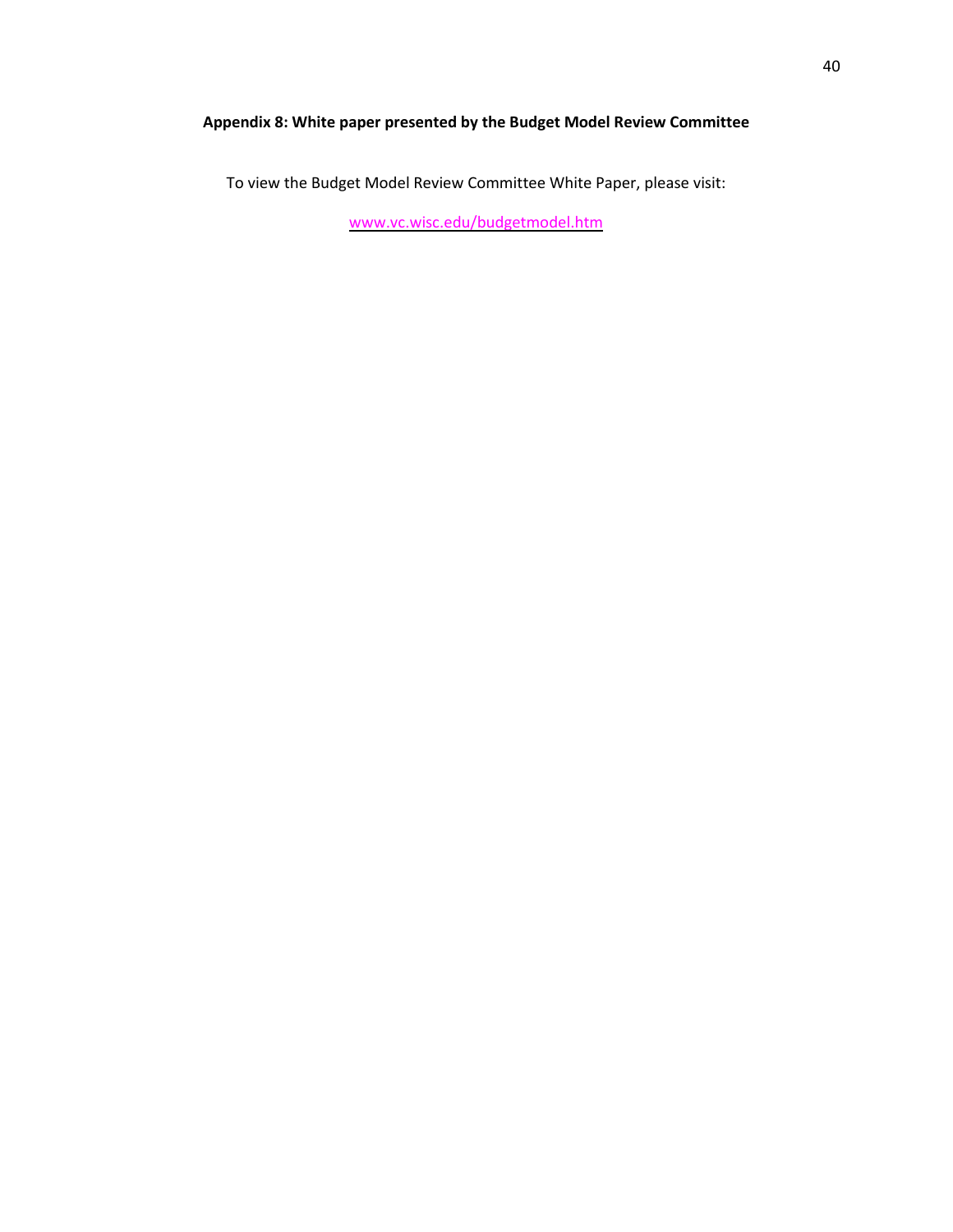**Appendix 8: White paper presented by the Budget Model Review Committee**

To view the Budget Model Review Committee White Paper, please visit:

www.vc.wisc.edu/budgetmodel.htm